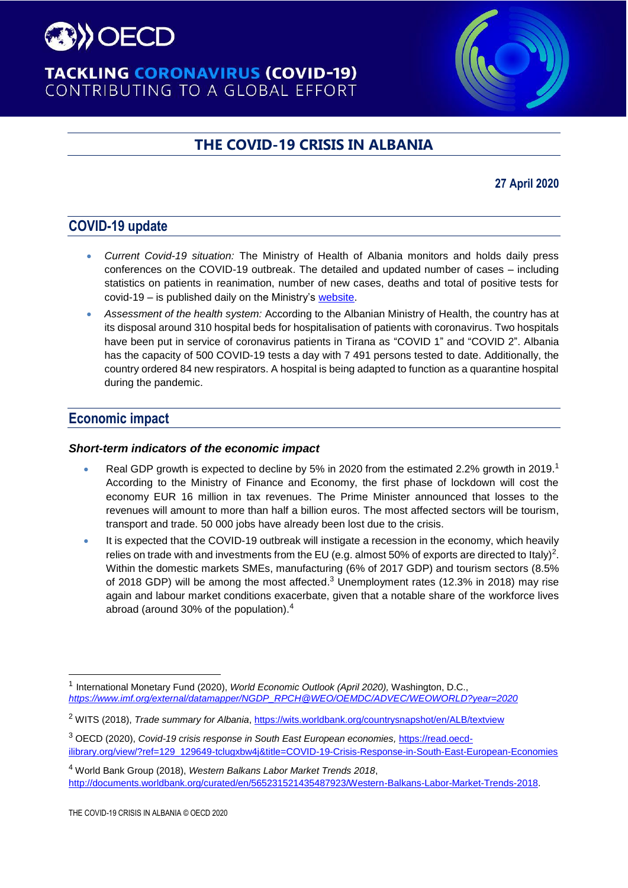# TACKLING CORONAVIRUS (COVID-19)
CONTRIBUTING TO A GLOBAL EFFORT

# THE COVID-19 CRISIS IN ALBANIA

**27 April 2020**

## COVID-19 update

- *Current Covid-19 situation:* The Ministry of Health of Albania monitors and holds daily press conferences on the COVID-19 outbreak. The detailed and updated number of cases – including statistics on patients in reanimation, number of new cases, deaths and total of positive tests for covid-19 – is published daily on the Ministry's website.
- *Assessment of the health system:* According to the Albanian Ministry of Health, the country has at its disposal around 310 hospital beds for hospitalisation of patients with coronavirus. Two hospitals have been put in service of coronavirus patients in Tirana as "COVID 1" and "COVID 2". Albania has the capacity of 500 COVID-19 tests a day with 7 491 persons tested to date. Additionally, the country ordered 84 new respirators. A hospital is being adapted to function as a quarantine hospital during the pandemic.

## Economic impact

### *Short-term indicators of the economic impact*

- Real GDP growth is expected to decline by 5% in 2020 from the estimated 2.2% growth in 2019.[1] According to the Ministry of Finance and Economy, the first phase of lockdown will cost the economy EUR 16 million in tax revenues. The Prime Minister announced that losses to the revenues will amount to more than half a billion euros. The most affected sectors will be tourism, transport and trade. 50 000 jobs have already been lost due to the crisis.
- It is expected that the COVID-19 outbreak will instigate a recession in the economy, which heavily relies on trade with and investments from the EU (e.g. almost 50% of exports are directed to Italy)[2]. Within the domestic markets SMEs, manufacturing (6% of 2017 GDP) and tourism sectors (8.5% of 2018 GDP) will be among the most affected.[3] Unemployment rates (12.3% in 2018) may rise again and labour market conditions exacerbate, given that a notable share of the workforce lives abroad (around 30% of the population).[4]

---

[1] International Monetary Fund (2020), *World Economic Outlook (April 2020),* Washington, D.C., *https://www.imf.org/external/datamapper/NGDP_RPCH@WEO/OEMDC/ADVEC/WEOWORLD?year=2020*

[2] WITS (2018), *Trade summary for Albania*, https://wits.worldbank.org/countrysnapshot/en/ALB/textview

[3] OECD (2020), *Covid-19 crisis response in South East European economies,* https://read.oecd-ilibrary.org/view/?ref=129_129649-tclugxbw4j&title=COVID-19-Crisis-Response-in-South-East-European-Economies

[4] World Bank Group (2018), *Western Balkans Labor Market Trends 2018*, http://documents.worldbank.org/curated/en/565231521435487923/Western-Balkans-Labor-Market-Trends-2018.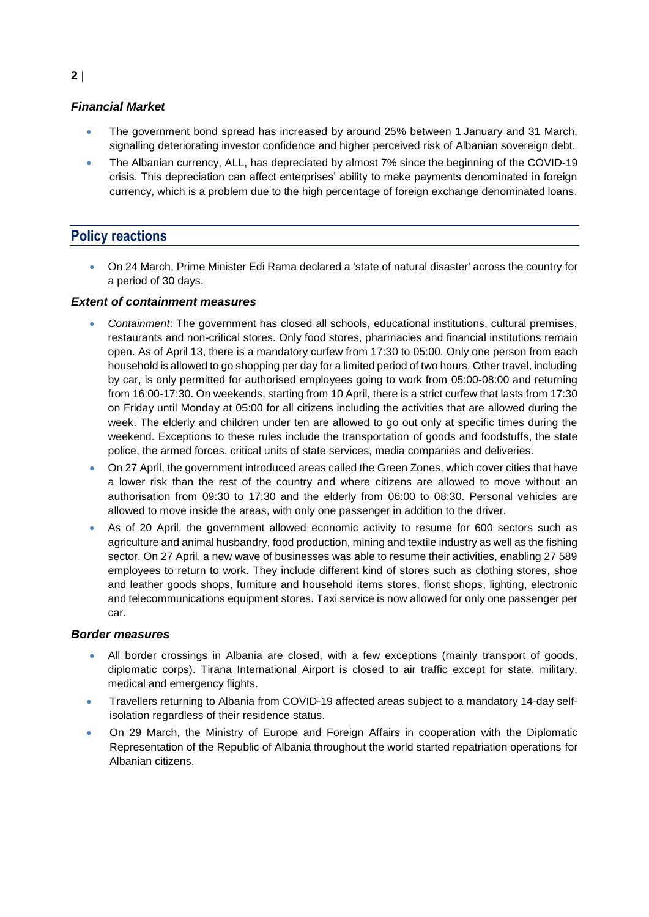### *Financial Market*

- The government bond spread has increased by around 25% between 1 January and 31 March, signalling deteriorating investor confidence and higher perceived risk of Albanian sovereign debt.
- The Albanian currency, ALL, has depreciated by almost 7% since the beginning of the COVID-19 crisis. This depreciation can affect enterprises' ability to make payments denominated in foreign currency, which is a problem due to the high percentage of foreign exchange denominated loans.

## Policy reactions

- On 24 March, Prime Minister Edi Rama declared a 'state of natural disaster' across the country for a period of 30 days.

### *Extent of containment measures*

- *Containment*: The government has closed all schools, educational institutions, cultural premises, restaurants and non-critical stores. Only food stores, pharmacies and financial institutions remain open. As of April 13, there is a mandatory curfew from 17:30 to 05:00. Only one person from each household is allowed to go shopping per day for a limited period of two hours. Other travel, including by car, is only permitted for authorised employees going to work from 05:00-08:00 and returning from 16:00-17:30. On weekends, starting from 10 April, there is a strict curfew that lasts from 17:30 on Friday until Monday at 05:00 for all citizens including the activities that are allowed during the week. The elderly and children under ten are allowed to go out only at specific times during the weekend. Exceptions to these rules include the transportation of goods and foodstuffs, the state police, the armed forces, critical units of state services, media companies and deliveries.
- On 27 April, the government introduced areas called the Green Zones, which cover cities that have a lower risk than the rest of the country and where citizens are allowed to move without an authorisation from 09:30 to 17:30 and the elderly from 06:00 to 08:30. Personal vehicles are allowed to move inside the areas, with only one passenger in addition to the driver.
- As of 20 April, the government allowed economic activity to resume for 600 sectors such as agriculture and animal husbandry, food production, mining and textile industry as well as the fishing sector. On 27 April, a new wave of businesses was able to resume their activities, enabling 27 589 employees to return to work. They include different kind of stores such as clothing stores, shoe and leather goods shops, furniture and household items stores, florist shops, lighting, electronic and telecommunications equipment stores. Taxi service is now allowed for only one passenger per car.

### *Border measures*

- All border crossings in Albania are closed, with a few exceptions (mainly transport of goods, diplomatic corps). Tirana International Airport is closed to air traffic except for state, military, medical and emergency flights.
- Travellers returning to Albania from COVID-19 affected areas subject to a mandatory 14-day self-isolation regardless of their residence status.
- On 29 March, the Ministry of Europe and Foreign Affairs in cooperation with the Diplomatic Representation of the Republic of Albania throughout the world started repatriation operations for Albanian citizens.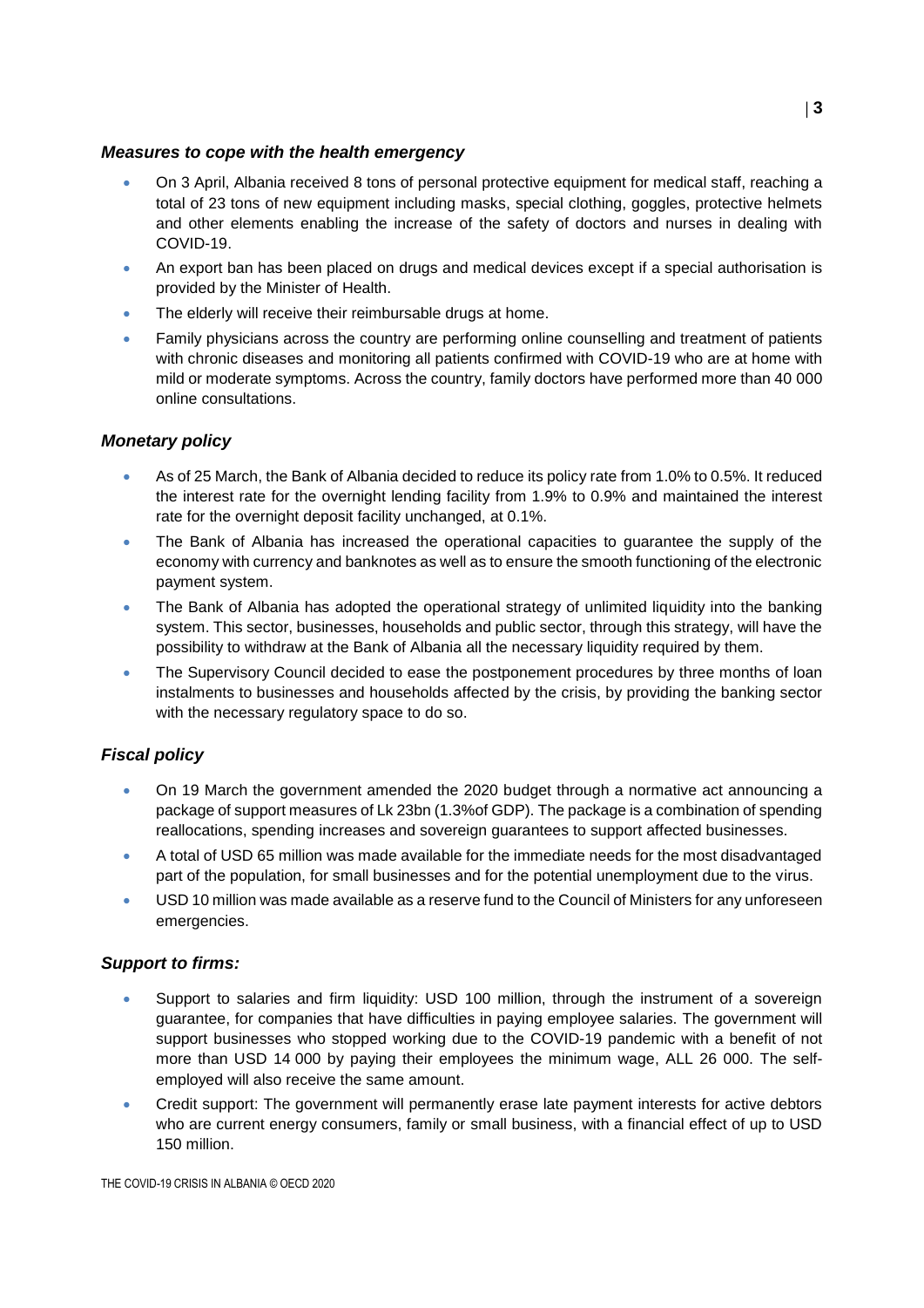### *Measures to cope with the health emergency*

- On 3 April, Albania received 8 tons of personal protective equipment for medical staff, reaching a total of 23 tons of new equipment including masks, special clothing, goggles, protective helmets and other elements enabling the increase of the safety of doctors and nurses in dealing with COVID-19.
- An export ban has been placed on drugs and medical devices except if a special authorisation is provided by the Minister of Health.
- The elderly will receive their reimbursable drugs at home.
- Family physicians across the country are performing online counselling and treatment of patients with chronic diseases and monitoring all patients confirmed with COVID-19 who are at home with mild or moderate symptoms. Across the country, family doctors have performed more than 40 000 online consultations.

### *Monetary policy*

- As of 25 March, the Bank of Albania decided to reduce its policy rate from 1.0% to 0.5%. It reduced the interest rate for the overnight lending facility from 1.9% to 0.9% and maintained the interest rate for the overnight deposit facility unchanged, at 0.1%.
- The Bank of Albania has increased the operational capacities to guarantee the supply of the economy with currency and banknotes as well as to ensure the smooth functioning of the electronic payment system.
- The Bank of Albania has adopted the operational strategy of unlimited liquidity into the banking system. This sector, businesses, households and public sector, through this strategy, will have the possibility to withdraw at the Bank of Albania all the necessary liquidity required by them.
- The Supervisory Council decided to ease the postponement procedures by three months of loan instalments to businesses and households affected by the crisis, by providing the banking sector with the necessary regulatory space to do so.

### *Fiscal policy*

- On 19 March the government amended the 2020 budget through a normative act announcing a package of support measures of Lk 23bn (1.3%of GDP). The package is a combination of spending reallocations, spending increases and sovereign guarantees to support affected businesses.
- A total of USD 65 million was made available for the immediate needs for the most disadvantaged part of the population, for small businesses and for the potential unemployment due to the virus.
- USD 10 million was made available as a reserve fund to the Council of Ministers for any unforeseen emergencies.

### *Support to firms:*

- Support to salaries and firm liquidity: USD 100 million, through the instrument of a sovereign guarantee, for companies that have difficulties in paying employee salaries. The government will support businesses who stopped working due to the COVID-19 pandemic with a benefit of not more than USD 14 000 by paying their employees the minimum wage, ALL 26 000. The self-employed will also receive the same amount.
- Credit support: The government will permanently erase late payment interests for active debtors who are current energy consumers, family or small business, with a financial effect of up to USD 150 million.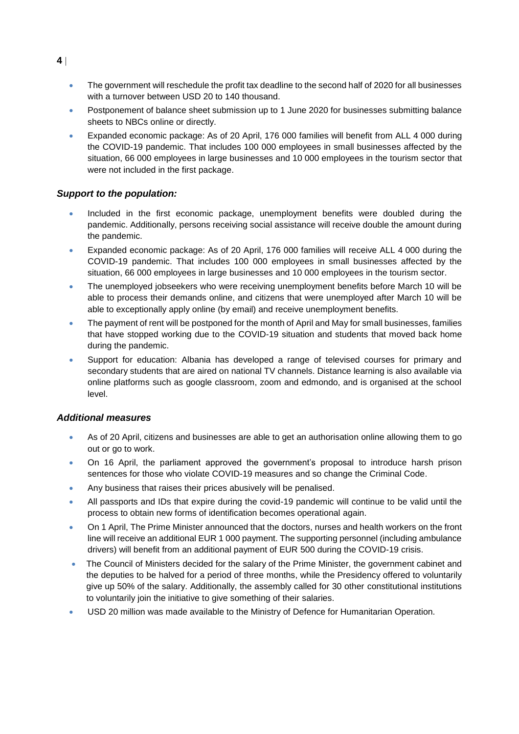- The government will reschedule the profit tax deadline to the second half of 2020 for all businesses with a turnover between USD 20 to 140 thousand.
- Postponement of balance sheet submission up to 1 June 2020 for businesses submitting balance sheets to NBCs online or directly.
- Expanded economic package: As of 20 April, 176 000 families will benefit from ALL 4 000 during the COVID-19 pandemic. That includes 100 000 employees in small businesses affected by the situation, 66 000 employees in large businesses and 10 000 employees in the tourism sector that were not included in the first package.

### *Support to the population:*

- Included in the first economic package, unemployment benefits were doubled during the pandemic. Additionally, persons receiving social assistance will receive double the amount during the pandemic.
- Expanded economic package: As of 20 April, 176 000 families will receive ALL 4 000 during the COVID-19 pandemic. That includes 100 000 employees in small businesses affected by the situation, 66 000 employees in large businesses and 10 000 employees in the tourism sector.
- The unemployed jobseekers who were receiving unemployment benefits before March 10 will be able to process their demands online, and citizens that were unemployed after March 10 will be able to exceptionally apply online (by email) and receive unemployment benefits.
- The payment of rent will be postponed for the month of April and May for small businesses, families that have stopped working due to the COVID-19 situation and students that moved back home during the pandemic.
- Support for education: Albania has developed a range of televised courses for primary and secondary students that are aired on national TV channels. Distance learning is also available via online platforms such as google classroom, zoom and edmondo, and is organised at the school level.

### *Additional measures*

- As of 20 April, citizens and businesses are able to get an authorisation online allowing them to go out or go to work.
- On 16 April, the parliament approved the government's proposal to introduce harsh prison sentences for those who violate COVID-19 measures and so change the Criminal Code.
- Any business that raises their prices abusively will be penalised.
- All passports and IDs that expire during the covid-19 pandemic will continue to be valid until the process to obtain new forms of identification becomes operational again.
- On 1 April, The Prime Minister announced that the doctors, nurses and health workers on the front line will receive an additional EUR 1 000 payment. The supporting personnel (including ambulance drivers) will benefit from an additional payment of EUR 500 during the COVID-19 crisis.
- The Council of Ministers decided for the salary of the Prime Minister, the government cabinet and the deputies to be halved for a period of three months, while the Presidency offered to voluntarily give up 50% of the salary. Additionally, the assembly called for 30 other constitutional institutions to voluntarily join the initiative to give something of their salaries.
- USD 20 million was made available to the Ministry of Defence for Humanitarian Operation.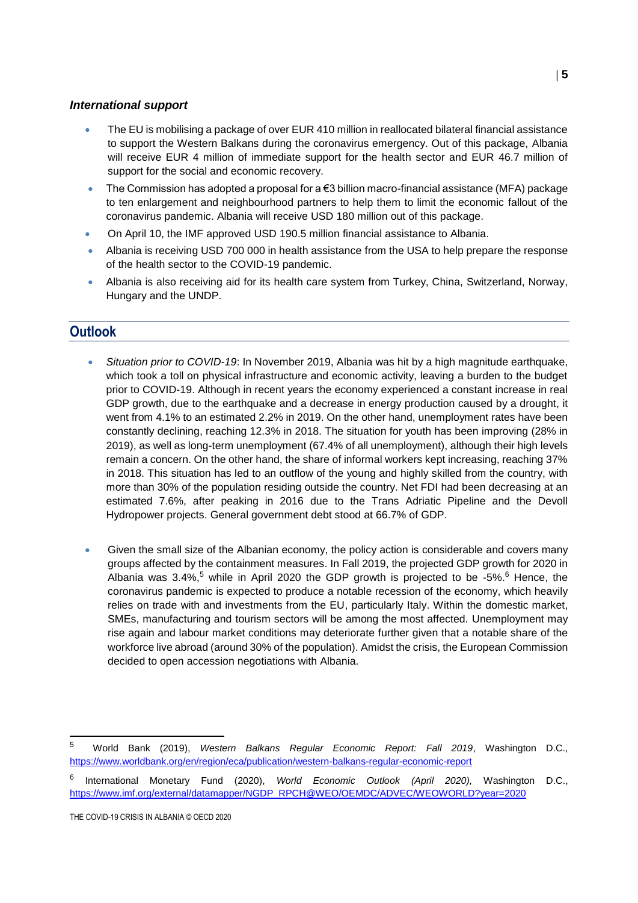### *International support*

- The EU is mobilising a package of over EUR 410 million in reallocated bilateral financial assistance to support the Western Balkans during the coronavirus emergency. Out of this package, Albania will receive EUR 4 million of immediate support for the health sector and EUR 46.7 million of support for the social and economic recovery.
- The Commission has adopted a proposal for a €3 billion macro-financial assistance (MFA) package to ten enlargement and neighbourhood partners to help them to limit the economic fallout of the coronavirus pandemic. Albania will receive USD 180 million out of this package.
- On April 10, the IMF approved USD 190.5 million financial assistance to Albania.
- Albania is receiving USD 700 000 in health assistance from the USA to help prepare the response of the health sector to the COVID-19 pandemic.
- Albania is also receiving aid for its health care system from Turkey, China, Switzerland, Norway, Hungary and the UNDP.

## Outlook

- *Situation prior to COVID-19*: In November 2019, Albania was hit by a high magnitude earthquake, which took a toll on physical infrastructure and economic activity, leaving a burden to the budget prior to COVID-19. Although in recent years the economy experienced a constant increase in real GDP growth, due to the earthquake and a decrease in energy production caused by a drought, it went from 4.1% to an estimated 2.2% in 2019. On the other hand, unemployment rates have been constantly declining, reaching 12.3% in 2018. The situation for youth has been improving (28% in 2019), as well as long-term unemployment (67.4% of all unemployment), although their high levels remain a concern. On the other hand, the share of informal workers kept increasing, reaching 37% in 2018. This situation has led to an outflow of the young and highly skilled from the country, with more than 30% of the population residing outside the country. Net FDI had been decreasing at an estimated 7.6%, after peaking in 2016 due to the Trans Adriatic Pipeline and the Devoll Hydropower projects. General government debt stood at 66.7% of GDP.

- Given the small size of the Albanian economy, the policy action is considerable and covers many groups affected by the containment measures. In Fall 2019, the projected GDP growth for 2020 in Albania was 3.4%,[5] while in April 2020 the GDP growth is projected to be -5%.[6] Hence, the coronavirus pandemic is expected to produce a notable recession of the economy, which heavily relies on trade with and investments from the EU, particularly Italy. Within the domestic market, SMEs, manufacturing and tourism sectors will be among the most affected. Unemployment may rise again and labour market conditions may deteriorate further given that a notable share of the workforce live abroad (around 30% of the population). Amidst the crisis, the European Commission decided to open accession negotiations with Albania.

---

[5] World Bank (2019), *Western Balkans Regular Economic Report: Fall 2019*, Washington D.C., https://www.worldbank.org/en/region/eca/publication/western-balkans-regular-economic-report

[6] International Monetary Fund (2020), *World Economic Outlook (April 2020),* Washington D.C., https://www.imf.org/external/datamapper/NGDP_RPCH@WEO/OEMDC/ADVEC/WEOWORLD?year=2020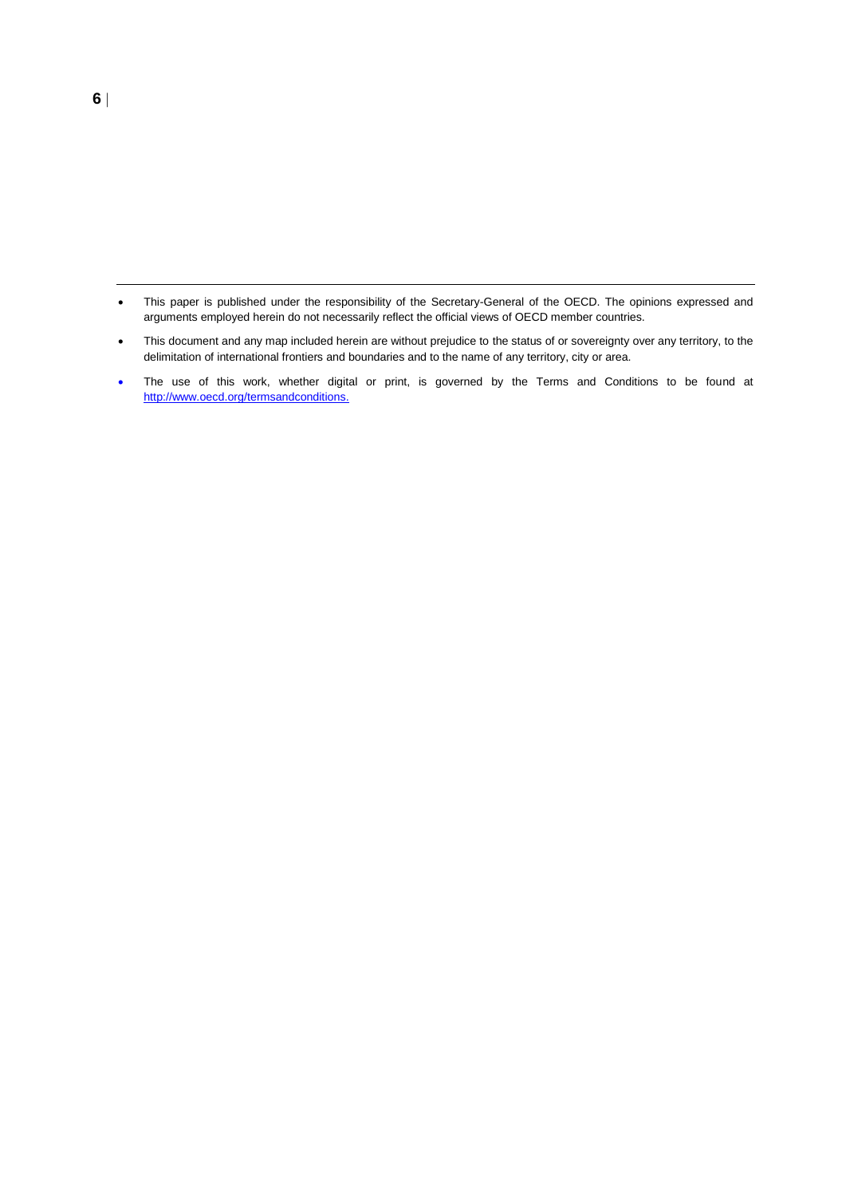---

- This paper is published under the responsibility of the Secretary-General of the OECD. The opinions expressed and arguments employed herein do not necessarily reflect the official views of OECD member countries.
- This document and any map included herein are without prejudice to the status of or sovereignty over any territory, to the delimitation of international frontiers and boundaries and to the name of any territory, city or area.
- The use of this work, whether digital or print, is governed by the Terms and Conditions to be found at http://www.oecd.org/termsandconditions.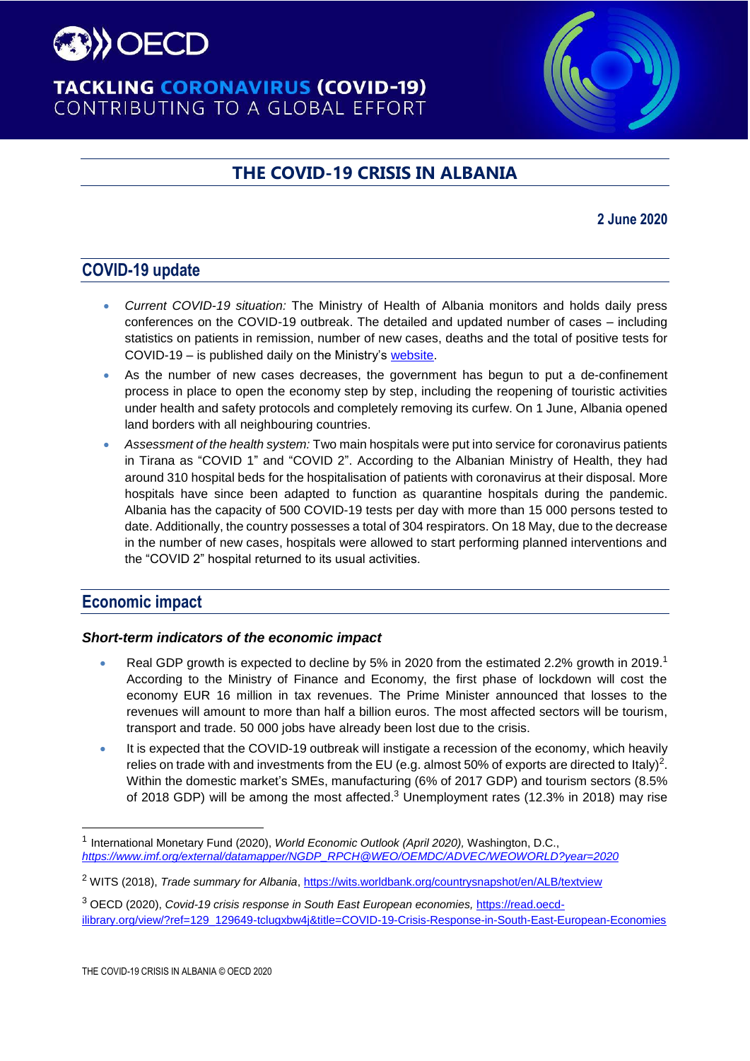# THE COVID-19 CRISIS IN ALBANIA

**2 June 2020**

## COVID-19 update

- *Current COVID-19 situation:* The Ministry of Health of Albania monitors and holds daily press conferences on the COVID-19 outbreak. The detailed and updated number of cases – including statistics on patients in remission, number of new cases, deaths and the total of positive tests for COVID-19 – is published daily on the Ministry's website.
- As the number of new cases decreases, the government has begun to put a de-confinement process in place to open the economy step by step, including the reopening of touristic activities under health and safety protocols and completely removing its curfew. On 1 June, Albania opened land borders with all neighbouring countries.
- *Assessment of the health system:* Two main hospitals were put into service for coronavirus patients in Tirana as "COVID 1" and "COVID 2". According to the Albanian Ministry of Health, they had around 310 hospital beds for the hospitalisation of patients with coronavirus at their disposal. More hospitals have since been adapted to function as quarantine hospitals during the pandemic. Albania has the capacity of 500 COVID-19 tests per day with more than 15 000 persons tested to date. Additionally, the country possesses a total of 304 respirators. On 18 May, due to the decrease in the number of new cases, hospitals were allowed to start performing planned interventions and the "COVID 2" hospital returned to its usual activities.

## Economic impact

### *Short-term indicators of the economic impact*

- Real GDP growth is expected to decline by 5% in 2020 from the estimated 2.2% growth in 2019.[1] According to the Ministry of Finance and Economy, the first phase of lockdown will cost the economy EUR 16 million in tax revenues. The Prime Minister announced that losses to the revenues will amount to more than half a billion euros. The most affected sectors will be tourism, transport and trade. 50 000 jobs have already been lost due to the crisis.
- It is expected that the COVID-19 outbreak will instigate a recession of the economy, which heavily relies on trade with and investments from the EU (e.g. almost 50% of exports are directed to Italy)[2]. Within the domestic market's SMEs, manufacturing (6% of 2017 GDP) and tourism sectors (8.5% of 2018 GDP) will be among the most affected.[3] Unemployment rates (12.3% in 2018) may rise

---

[1] International Monetary Fund (2020), *World Economic Outlook (April 2020),* Washington, D.C., *https://www.imf.org/external/datamapper/NGDP_RPCH@WEO/OEMDC/ADVEC/WEOWORLD?year=2020*

[2] WITS (2018), *Trade summary for Albania*, https://wits.worldbank.org/countrysnapshot/en/ALB/textview

[3] OECD (2020), *Covid-19 crisis response in South East European economies,* https://read.oecd-ilibrary.org/view/?ref=129_129649-tclugxbw4j&title=COVID-19-Crisis-Response-in-South-East-European-Economies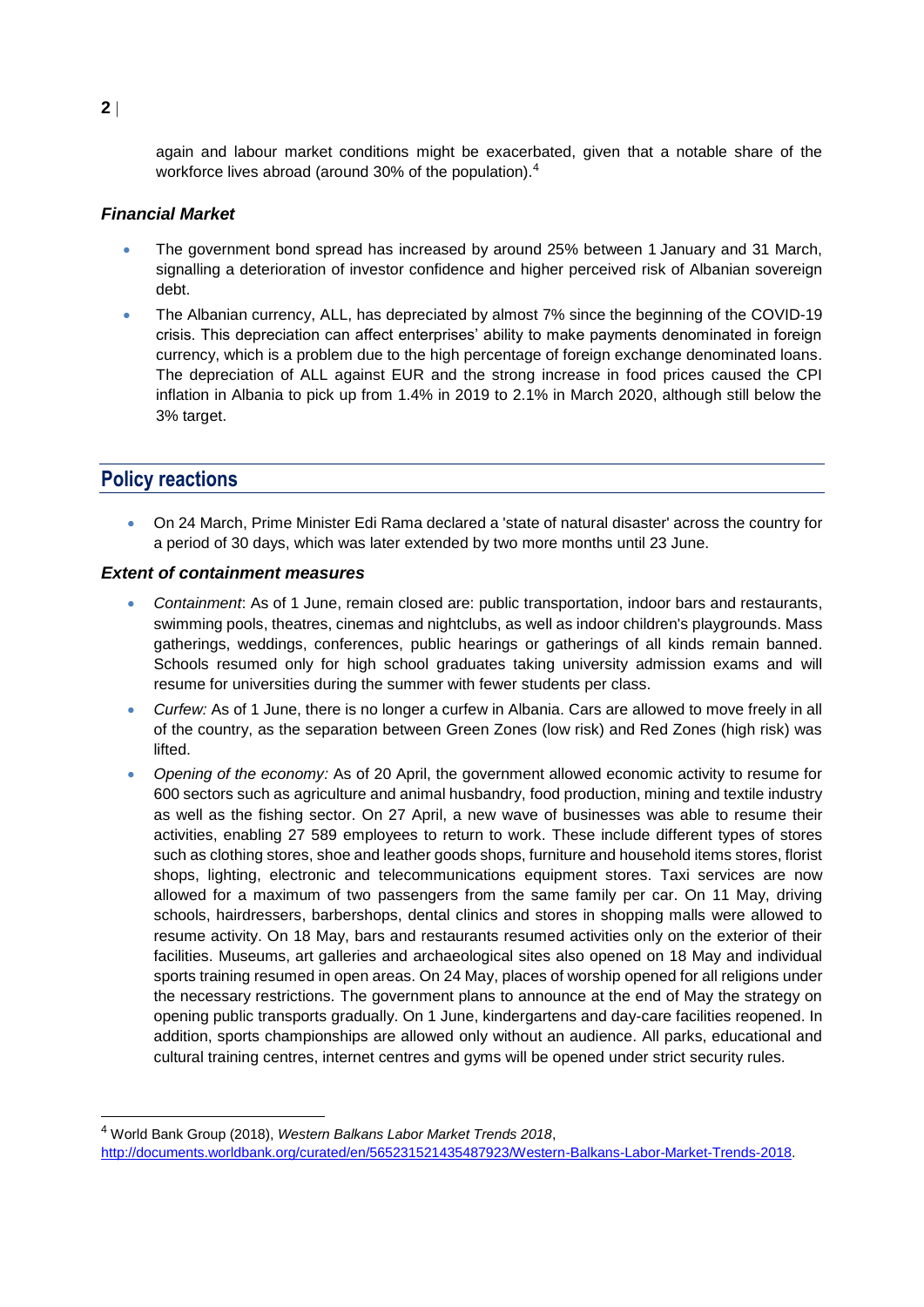again and labour market conditions might be exacerbated, given that a notable share of the workforce lives abroad (around 30% of the population).[4]

### *Financial Market*

- The government bond spread has increased by around 25% between 1 January and 31 March, signalling a deterioration of investor confidence and higher perceived risk of Albanian sovereign debt.
- The Albanian currency, ALL, has depreciated by almost 7% since the beginning of the COVID-19 crisis. This depreciation can affect enterprises' ability to make payments denominated in foreign currency, which is a problem due to the high percentage of foreign exchange denominated loans. The depreciation of ALL against EUR and the strong increase in food prices caused the CPI inflation in Albania to pick up from 1.4% in 2019 to 2.1% in March 2020, although still below the 3% target.

## Policy reactions

- On 24 March, Prime Minister Edi Rama declared a 'state of natural disaster' across the country for a period of 30 days, which was later extended by two more months until 23 June.

### *Extent of containment measures*

- *Containment*: As of 1 June, remain closed are: public transportation, indoor bars and restaurants, swimming pools, theatres, cinemas and nightclubs, as well as indoor children's playgrounds. Mass gatherings, weddings, conferences, public hearings or gatherings of all kinds remain banned. Schools resumed only for high school graduates taking university admission exams and will resume for universities during the summer with fewer students per class.
- *Curfew:* As of 1 June, there is no longer a curfew in Albania. Cars are allowed to move freely in all of the country, as the separation between Green Zones (low risk) and Red Zones (high risk) was lifted.
- *Opening of the economy:* As of 20 April, the government allowed economic activity to resume for 600 sectors such as agriculture and animal husbandry, food production, mining and textile industry as well as the fishing sector. On 27 April, a new wave of businesses was able to resume their activities, enabling 27 589 employees to return to work. These include different types of stores such as clothing stores, shoe and leather goods shops, furniture and household items stores, florist shops, lighting, electronic and telecommunications equipment stores. Taxi services are now allowed for a maximum of two passengers from the same family per car. On 11 May, driving schools, hairdressers, barbershops, dental clinics and stores in shopping malls were allowed to resume activity. On 18 May, bars and restaurants resumed activities only on the exterior of their facilities. Museums, art galleries and archaeological sites also opened on 18 May and individual sports training resumed in open areas. On 24 May, places of worship opened for all religions under the necessary restrictions. The government plans to announce at the end of May the strategy on opening public transports gradually. On 1 June, kindergartens and day-care facilities reopened. In addition, sports championships are allowed only without an audience. All parks, educational and cultural training centres, internet centres and gyms will be opened under strict security rules.

---

[4] World Bank Group (2018), *Western Balkans Labor Market Trends 2018*, http://documents.worldbank.org/curated/en/565231521435487923/Western-Balkans-Labor-Market-Trends-2018.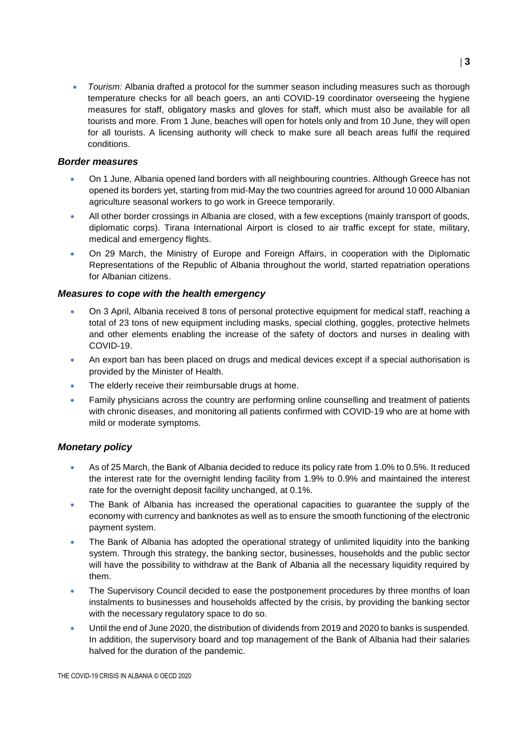- *Tourism:* Albania drafted a protocol for the summer season including measures such as thorough temperature checks for all beach goers, an anti COVID-19 coordinator overseeing the hygiene measures for staff, obligatory masks and gloves for staff, which must also be available for all tourists and more. From 1 June, beaches will open for hotels only and from 10 June, they will open for all tourists. A licensing authority will check to make sure all beach areas fulfil the required conditions.

### *Border measures*

- On 1 June, Albania opened land borders with all neighbouring countries. Although Greece has not opened its borders yet, starting from mid-May the two countries agreed for around 10 000 Albanian agriculture seasonal workers to go work in Greece temporarily.
- All other border crossings in Albania are closed, with a few exceptions (mainly transport of goods, diplomatic corps). Tirana International Airport is closed to air traffic except for state, military, medical and emergency flights.
- On 29 March, the Ministry of Europe and Foreign Affairs, in cooperation with the Diplomatic Representations of the Republic of Albania throughout the world, started repatriation operations for Albanian citizens.

### *Measures to cope with the health emergency*

- On 3 April, Albania received 8 tons of personal protective equipment for medical staff, reaching a total of 23 tons of new equipment including masks, special clothing, goggles, protective helmets and other elements enabling the increase of the safety of doctors and nurses in dealing with COVID-19.
- An export ban has been placed on drugs and medical devices except if a special authorisation is provided by the Minister of Health.
- The elderly receive their reimbursable drugs at home.
- Family physicians across the country are performing online counselling and treatment of patients with chronic diseases, and monitoring all patients confirmed with COVID-19 who are at home with mild or moderate symptoms.

### *Monetary policy*

- As of 25 March, the Bank of Albania decided to reduce its policy rate from 1.0% to 0.5%. It reduced the interest rate for the overnight lending facility from 1.9% to 0.9% and maintained the interest rate for the overnight deposit facility unchanged, at 0.1%.
- The Bank of Albania has increased the operational capacities to guarantee the supply of the economy with currency and banknotes as well as to ensure the smooth functioning of the electronic payment system.
- The Bank of Albania has adopted the operational strategy of unlimited liquidity into the banking system. Through this strategy, the banking sector, businesses, households and the public sector will have the possibility to withdraw at the Bank of Albania all the necessary liquidity required by them.
- The Supervisory Council decided to ease the postponement procedures by three months of loan instalments to businesses and households affected by the crisis, by providing the banking sector with the necessary regulatory space to do so.
- Until the end of June 2020, the distribution of dividends from 2019 and 2020 to banks is suspended. In addition, the supervisory board and top management of the Bank of Albania had their salaries halved for the duration of the pandemic.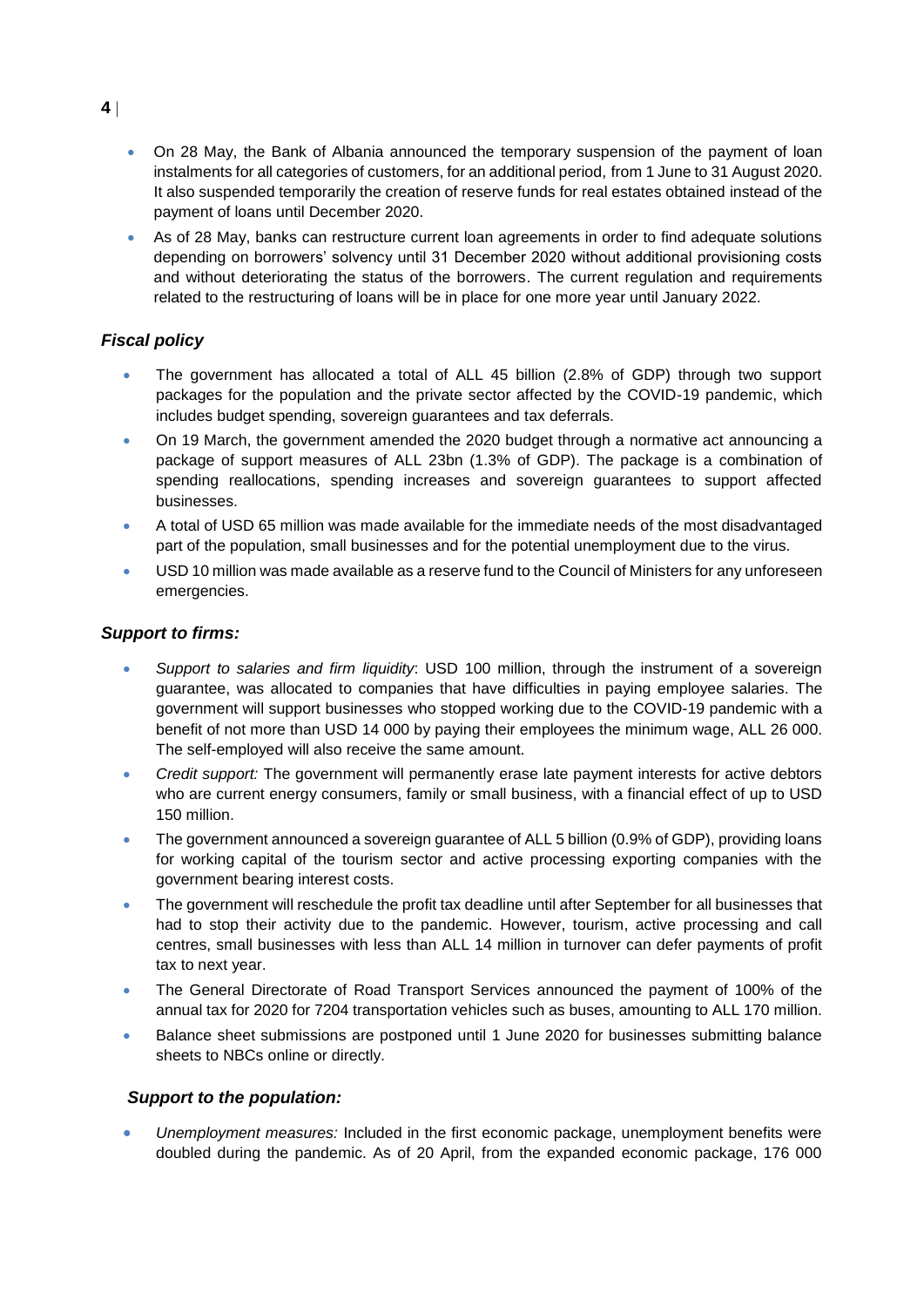- On 28 May, the Bank of Albania announced the temporary suspension of the payment of loan instalments for all categories of customers, for an additional period, from 1 June to 31 August 2020. It also suspended temporarily the creation of reserve funds for real estates obtained instead of the payment of loans until December 2020.
- As of 28 May, banks can restructure current loan agreements in order to find adequate solutions depending on borrowers' solvency until 31 December 2020 without additional provisioning costs and without deteriorating the status of the borrowers. The current regulation and requirements related to the restructuring of loans will be in place for one more year until January 2022.

### *Fiscal policy*

- The government has allocated a total of ALL 45 billion (2.8% of GDP) through two support packages for the population and the private sector affected by the COVID-19 pandemic, which includes budget spending, sovereign guarantees and tax deferrals.
- On 19 March, the government amended the 2020 budget through a normative act announcing a package of support measures of ALL 23bn (1.3% of GDP). The package is a combination of spending reallocations, spending increases and sovereign guarantees to support affected businesses.
- A total of USD 65 million was made available for the immediate needs of the most disadvantaged part of the population, small businesses and for the potential unemployment due to the virus.
- USD 10 million was made available as a reserve fund to the Council of Ministers for any unforeseen emergencies.

### *Support to firms:*

- *Support to salaries and firm liquidity*: USD 100 million, through the instrument of a sovereign guarantee, was allocated to companies that have difficulties in paying employee salaries. The government will support businesses who stopped working due to the COVID-19 pandemic with a benefit of not more than USD 14 000 by paying their employees the minimum wage, ALL 26 000. The self-employed will also receive the same amount.
- *Credit support:* The government will permanently erase late payment interests for active debtors who are current energy consumers, family or small business, with a financial effect of up to USD 150 million.
- The government announced a sovereign guarantee of ALL 5 billion (0.9% of GDP), providing loans for working capital of the tourism sector and active processing exporting companies with the government bearing interest costs.
- The government will reschedule the profit tax deadline until after September for all businesses that had to stop their activity due to the pandemic. However, tourism, active processing and call centres, small businesses with less than ALL 14 million in turnover can defer payments of profit tax to next year.
- The General Directorate of Road Transport Services announced the payment of 100% of the annual tax for 2020 for 7204 transportation vehicles such as buses, amounting to ALL 170 million.
- Balance sheet submissions are postponed until 1 June 2020 for businesses submitting balance sheets to NBCs online or directly.

### *Support to the population:*

- *Unemployment measures:* Included in the first economic package, unemployment benefits were doubled during the pandemic. As of 20 April, from the expanded economic package, 176 000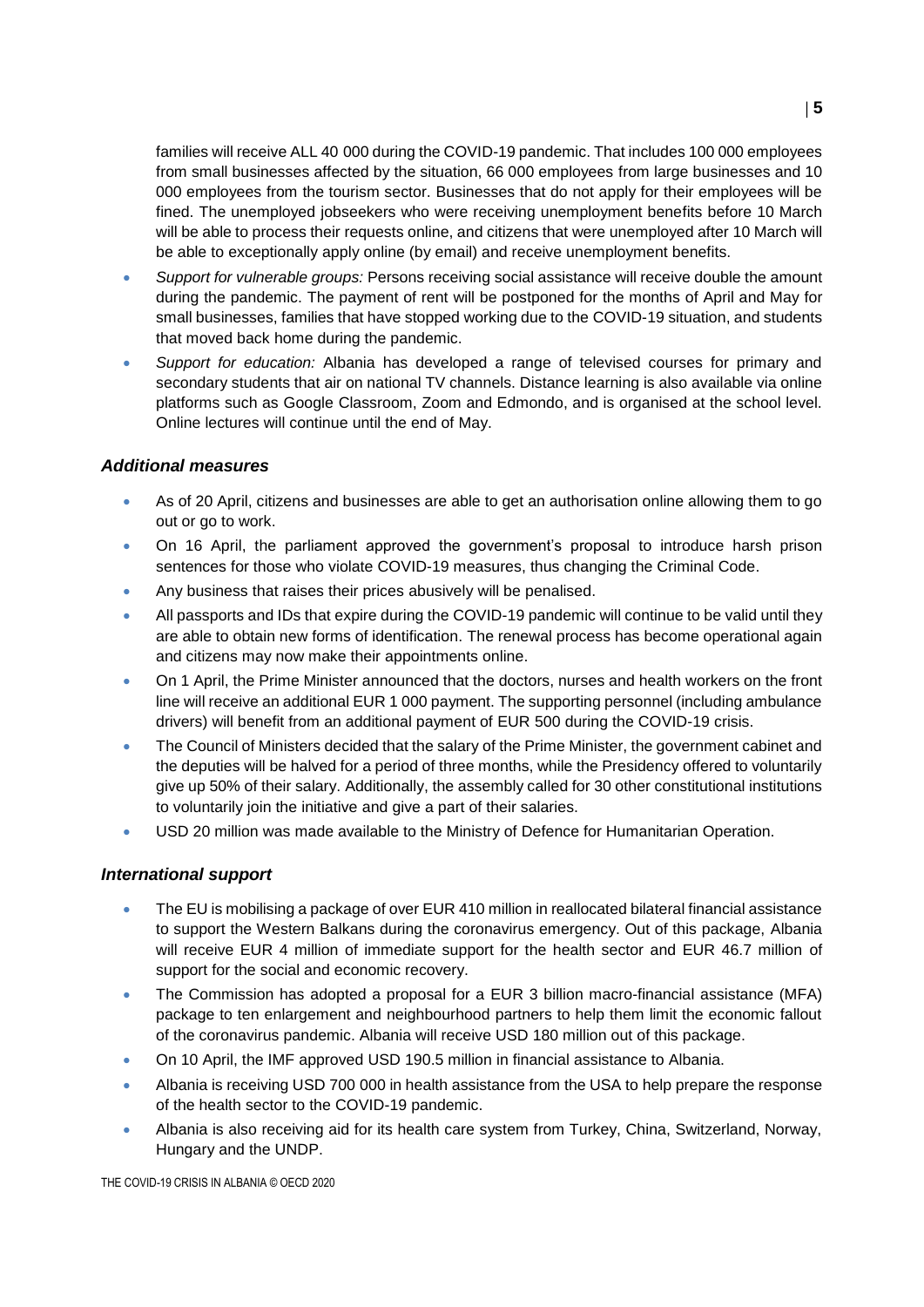families will receive ALL 40 000 during the COVID-19 pandemic. That includes 100 000 employees from small businesses affected by the situation, 66 000 employees from large businesses and 10 000 employees from the tourism sector. Businesses that do not apply for their employees will be fined. The unemployed jobseekers who were receiving unemployment benefits before 10 March will be able to process their requests online, and citizens that were unemployed after 10 March will be able to exceptionally apply online (by email) and receive unemployment benefits.

- *Support for vulnerable groups:* Persons receiving social assistance will receive double the amount during the pandemic. The payment of rent will be postponed for the months of April and May for small businesses, families that have stopped working due to the COVID-19 situation, and students that moved back home during the pandemic.
- *Support for education:* Albania has developed a range of televised courses for primary and secondary students that air on national TV channels. Distance learning is also available via online platforms such as Google Classroom, Zoom and Edmondo, and is organised at the school level. Online lectures will continue until the end of May.

### *Additional measures*

- As of 20 April, citizens and businesses are able to get an authorisation online allowing them to go out or go to work.
- On 16 April, the parliament approved the government's proposal to introduce harsh prison sentences for those who violate COVID-19 measures, thus changing the Criminal Code.
- Any business that raises their prices abusively will be penalised.
- All passports and IDs that expire during the COVID-19 pandemic will continue to be valid until they are able to obtain new forms of identification. The renewal process has become operational again and citizens may now make their appointments online.
- On 1 April, the Prime Minister announced that the doctors, nurses and health workers on the front line will receive an additional EUR 1 000 payment. The supporting personnel (including ambulance drivers) will benefit from an additional payment of EUR 500 during the COVID-19 crisis.
- The Council of Ministers decided that the salary of the Prime Minister, the government cabinet and the deputies will be halved for a period of three months, while the Presidency offered to voluntarily give up 50% of their salary. Additionally, the assembly called for 30 other constitutional institutions to voluntarily join the initiative and give a part of their salaries.
- USD 20 million was made available to the Ministry of Defence for Humanitarian Operation.

### *International support*

- The EU is mobilising a package of over EUR 410 million in reallocated bilateral financial assistance to support the Western Balkans during the coronavirus emergency. Out of this package, Albania will receive EUR 4 million of immediate support for the health sector and EUR 46.7 million of support for the social and economic recovery.
- The Commission has adopted a proposal for a EUR 3 billion macro-financial assistance (MFA) package to ten enlargement and neighbourhood partners to help them limit the economic fallout of the coronavirus pandemic. Albania will receive USD 180 million out of this package.
- On 10 April, the IMF approved USD 190.5 million in financial assistance to Albania.
- Albania is receiving USD 700 000 in health assistance from the USA to help prepare the response of the health sector to the COVID-19 pandemic.
- Albania is also receiving aid for its health care system from Turkey, China, Switzerland, Norway, Hungary and the UNDP.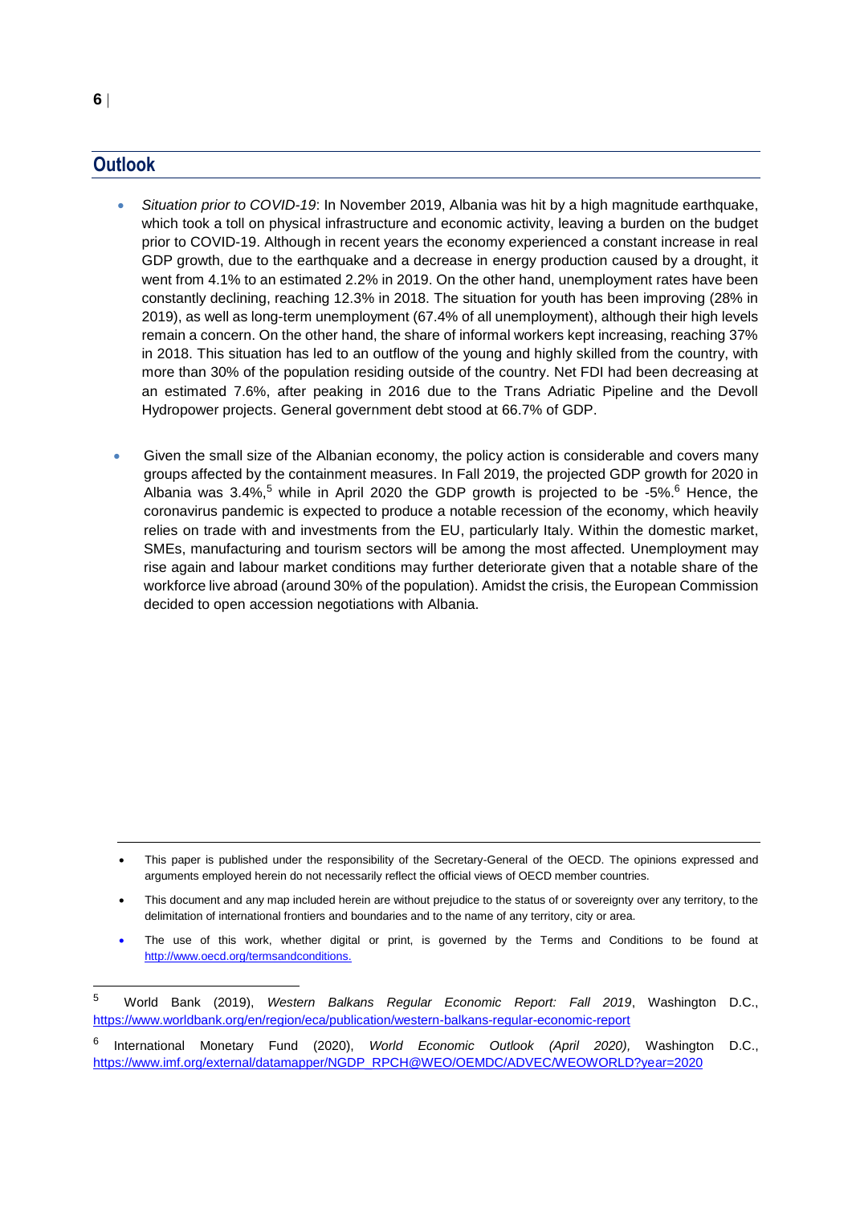## Outlook

- *Situation prior to COVID-19*: In November 2019, Albania was hit by a high magnitude earthquake, which took a toll on physical infrastructure and economic activity, leaving a burden on the budget prior to COVID-19. Although in recent years the economy experienced a constant increase in real GDP growth, due to the earthquake and a decrease in energy production caused by a drought, it went from 4.1% to an estimated 2.2% in 2019. On the other hand, unemployment rates have been constantly declining, reaching 12.3% in 2018. The situation for youth has been improving (28% in 2019), as well as long-term unemployment (67.4% of all unemployment), although their high levels remain a concern. On the other hand, the share of informal workers kept increasing, reaching 37% in 2018. This situation has led to an outflow of the young and highly skilled from the country, with more than 30% of the population residing outside of the country. Net FDI had been decreasing at an estimated 7.6%, after peaking in 2016 due to the Trans Adriatic Pipeline and the Devoll Hydropower projects. General government debt stood at 66.7% of GDP.

- Given the small size of the Albanian economy, the policy action is considerable and covers many groups affected by the containment measures. In Fall 2019, the projected GDP growth for 2020 in Albania was 3.4%,[5] while in April 2020 the GDP growth is projected to be -5%.[6] Hence, the coronavirus pandemic is expected to produce a notable recession of the economy, which heavily relies on trade with and investments from the EU, particularly Italy. Within the domestic market, SMEs, manufacturing and tourism sectors will be among the most affected. Unemployment may rise again and labour market conditions may further deteriorate given that a notable share of the workforce live abroad (around 30% of the population). Amidst the crisis, the European Commission decided to open accession negotiations with Albania.

---

- This paper is published under the responsibility of the Secretary-General of the OECD. The opinions expressed and arguments employed herein do not necessarily reflect the official views of OECD member countries.
- This document and any map included herein are without prejudice to the status of or sovereignty over any territory, to the delimitation of international frontiers and boundaries and to the name of any territory, city or area.
- The use of this work, whether digital or print, is governed by the Terms and Conditions to be found at http://www.oecd.org/termsandconditions.

---

[5] World Bank (2019), *Western Balkans Regular Economic Report: Fall 2019*, Washington D.C., https://www.worldbank.org/en/region/eca/publication/western-balkans-regular-economic-report

[6] International Monetary Fund (2020), *World Economic Outlook (April 2020),* Washington D.C., https://www.imf.org/external/datamapper/NGDP_RPCH@WEO/OEMDC/ADVEC/WEOWORLD?year=2020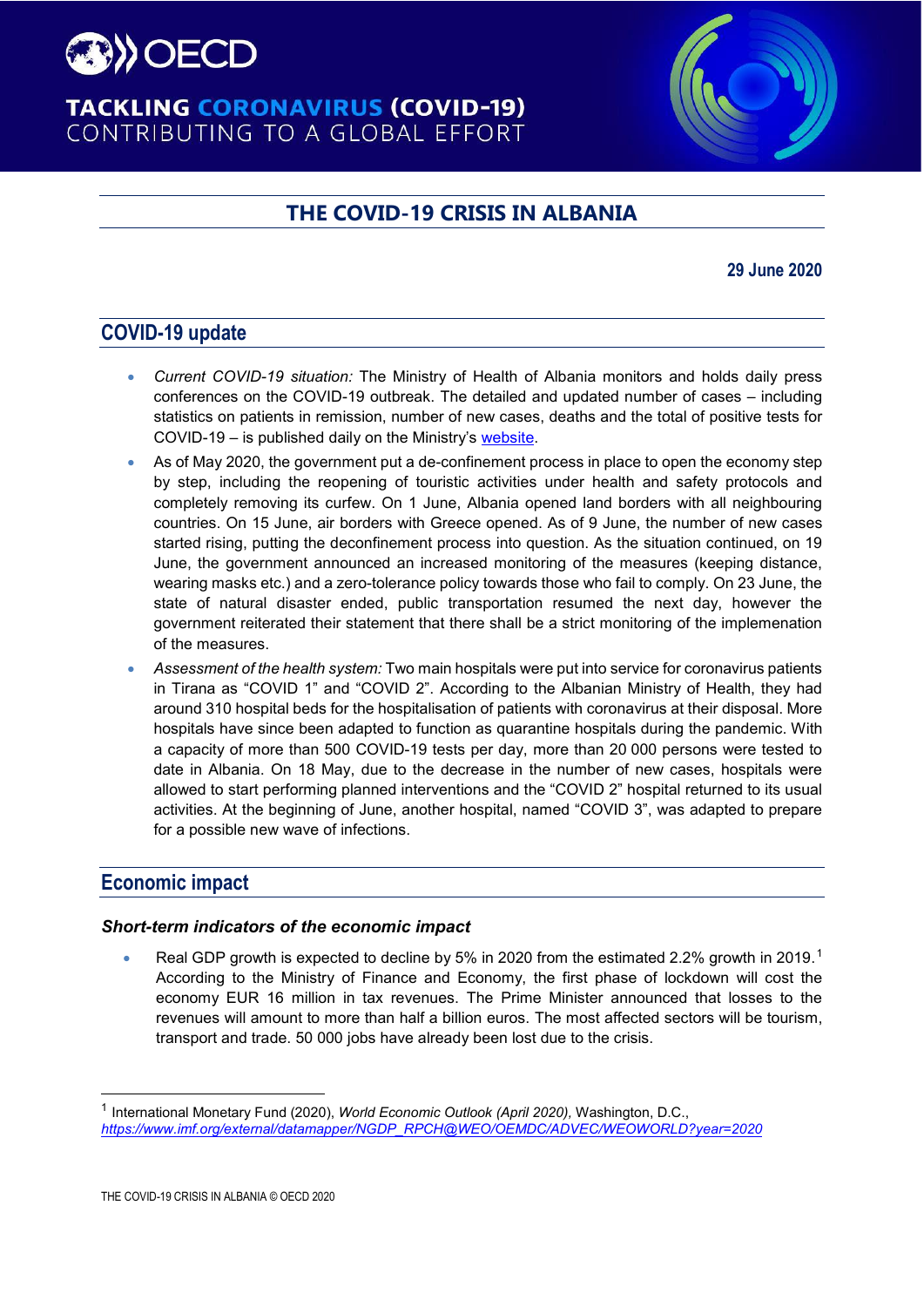# THE COVID-19 CRISIS IN ALBANIA

**29 June 2020**

## COVID-19 update

- *Current COVID-19 situation:* The Ministry of Health of Albania monitors and holds daily press conferences on the COVID-19 outbreak. The detailed and updated number of cases – including statistics on patients in remission, number of new cases, deaths and the total of positive tests for COVID-19 – is published daily on the Ministry's website.
- As of May 2020, the government put a de-confinement process in place to open the economy step by step, including the reopening of touristic activities under health and safety protocols and completely removing its curfew. On 1 June, Albania opened land borders with all neighbouring countries. On 15 June, air borders with Greece opened. As of 9 June, the number of new cases started rising, putting the deconfinement process into question. As the situation continued, on 19 June, the government announced an increased monitoring of the measures (keeping distance, wearing masks etc.) and a zero-tolerance policy towards those who fail to comply. On 23 June, the state of natural disaster ended, public transportation resumed the next day, however the government reiterated their statement that there shall be a strict monitoring of the implemenation of the measures.
- *Assessment of the health system:* Two main hospitals were put into service for coronavirus patients in Tirana as "COVID 1" and "COVID 2". According to the Albanian Ministry of Health, they had around 310 hospital beds for the hospitalisation of patients with coronavirus at their disposal. More hospitals have since been adapted to function as quarantine hospitals during the pandemic. With a capacity of more than 500 COVID-19 tests per day, more than 20 000 persons were tested to date in Albania. On 18 May, due to the decrease in the number of new cases, hospitals were allowed to start performing planned interventions and the "COVID 2" hospital returned to its usual activities. At the beginning of June, another hospital, named "COVID 3", was adapted to prepare for a possible new wave of infections.

## Economic impact

### *Short-term indicators of the economic impact*

- Real GDP growth is expected to decline by 5% in 2020 from the estimated 2.2% growth in 2019.[1] According to the Ministry of Finance and Economy, the first phase of lockdown will cost the economy EUR 16 million in tax revenues. The Prime Minister announced that losses to the revenues will amount to more than half a billion euros. The most affected sectors will be tourism, transport and trade. 50 000 jobs have already been lost due to the crisis.

---

[1] International Monetary Fund (2020), *World Economic Outlook (April 2020)*, Washington, D.C., *https://www.imf.org/external/datamapper/NGDP_RPCH@WEO/OEMDC/ADVEC/WEOWORLD?year=2020*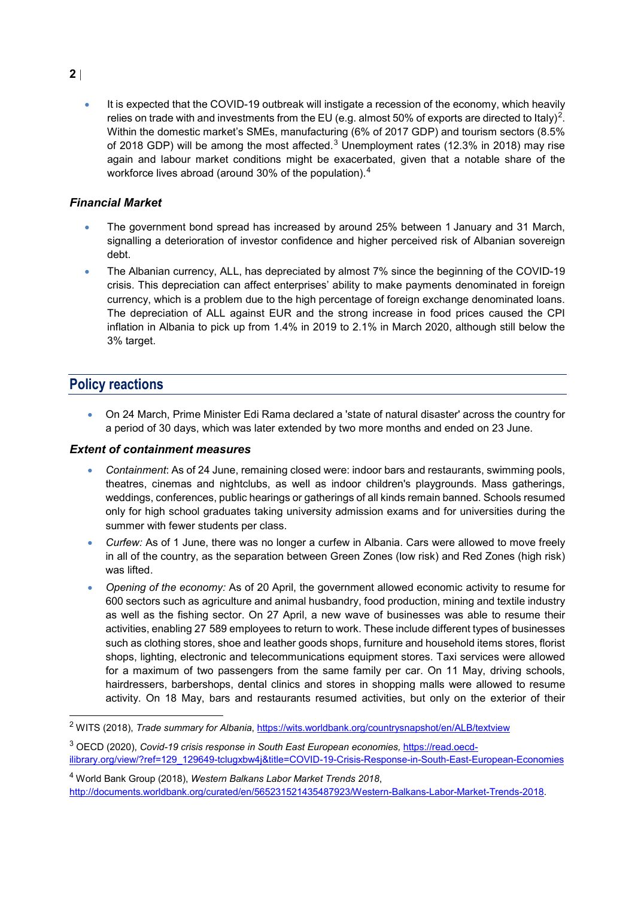- It is expected that the COVID-19 outbreak will instigate a recession of the economy, which heavily relies on trade with and investments from the EU (e.g. almost 50% of exports are directed to Italy)[2]. Within the domestic market's SMEs, manufacturing (6% of 2017 GDP) and tourism sectors (8.5% of 2018 GDP) will be among the most affected.[3] Unemployment rates (12.3% in 2018) may rise again and labour market conditions might be exacerbated, given that a notable share of the workforce lives abroad (around 30% of the population).[4]

### *Financial Market*

- The government bond spread has increased by around 25% between 1 January and 31 March, signalling a deterioration of investor confidence and higher perceived risk of Albanian sovereign debt.
- The Albanian currency, ALL, has depreciated by almost 7% since the beginning of the COVID-19 crisis. This depreciation can affect enterprises' ability to make payments denominated in foreign currency, which is a problem due to the high percentage of foreign exchange denominated loans. The depreciation of ALL against EUR and the strong increase in food prices caused the CPI inflation in Albania to pick up from 1.4% in 2019 to 2.1% in March 2020, although still below the 3% target.

## Policy reactions

- On 24 March, Prime Minister Edi Rama declared a 'state of natural disaster' across the country for a period of 30 days, which was later extended by two more months and ended on 23 June.

### *Extent of containment measures*

- *Containment*: As of 24 June, remaining closed were: indoor bars and restaurants, swimming pools, theatres, cinemas and nightclubs, as well as indoor children's playgrounds. Mass gatherings, weddings, conferences, public hearings or gatherings of all kinds remain banned. Schools resumed only for high school graduates taking university admission exams and for universities during the summer with fewer students per class.
- *Curfew:* As of 1 June, there was no longer a curfew in Albania. Cars were allowed to move freely in all of the country, as the separation between Green Zones (low risk) and Red Zones (high risk) was lifted.
- *Opening of the economy:* As of 20 April, the government allowed economic activity to resume for 600 sectors such as agriculture and animal husbandry, food production, mining and textile industry as well as the fishing sector. On 27 April, a new wave of businesses was able to resume their activities, enabling 27 589 employees to return to work. These include different types of businesses such as clothing stores, shoe and leather goods shops, furniture and household items stores, florist shops, lighting, electronic and telecommunications equipment stores. Taxi services were allowed for a maximum of two passengers from the same family per car. On 11 May, driving schools, hairdressers, barbershops, dental clinics and stores in shopping malls were allowed to resume activity. On 18 May, bars and restaurants resumed activities, but only on the exterior of their

---

[2] WITS (2018), *Trade summary for Albania*, https://wits.worldbank.org/countrysnapshot/en/ALB/textview

[3] OECD (2020), *Covid-19 crisis response in South East European economies*, https://read.oecd-ilibrary.org/view/?ref=129_129649-tclugxbw4j&title=COVID-19-Crisis-Response-in-South-East-European-Economies

[4] World Bank Group (2018), *Western Balkans Labor Market Trends 2018*, http://documents.worldbank.org/curated/en/565231521435487923/Western-Balkans-Labor-Market-Trends-2018.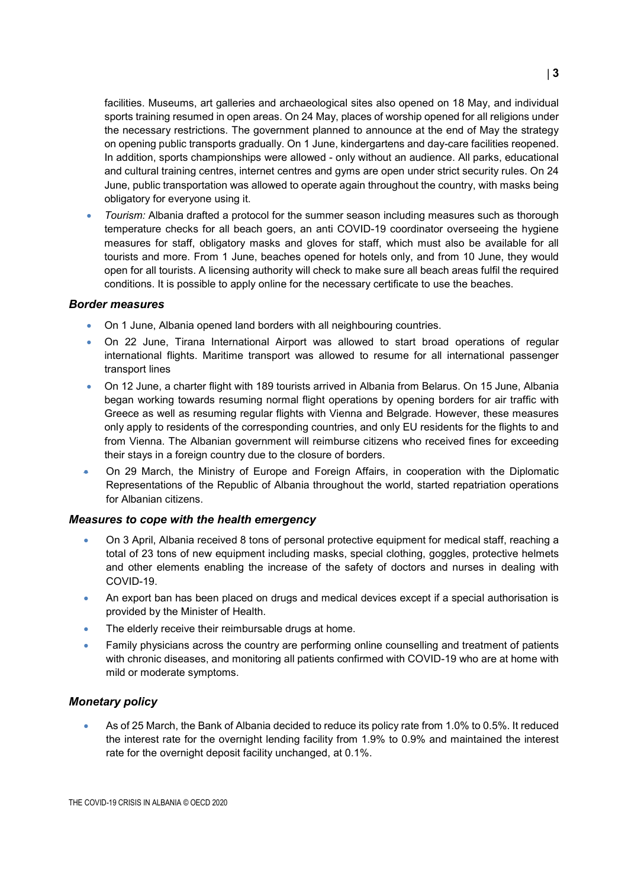facilities. Museums, art galleries and archaeological sites also opened on 18 May, and individual sports training resumed in open areas. On 24 May, places of worship opened for all religions under the necessary restrictions. The government planned to announce at the end of May the strategy on opening public transports gradually. On 1 June, kindergartens and day-care facilities reopened. In addition, sports championships were allowed - only without an audience. All parks, educational and cultural training centres, internet centres and gyms are open under strict security rules. On 24 June, public transportation was allowed to operate again throughout the country, with masks being obligatory for everyone using it.

- *Tourism:* Albania drafted a protocol for the summer season including measures such as thorough temperature checks for all beach goers, an anti COVID-19 coordinator overseeing the hygiene measures for staff, obligatory masks and gloves for staff, which must also be available for all tourists and more. From 1 June, beaches opened for hotels only, and from 10 June, they would open for all tourists. A licensing authority will check to make sure all beach areas fulfil the required conditions. It is possible to apply online for the necessary certificate to use the beaches.

### *Border measures*

- On 1 June, Albania opened land borders with all neighbouring countries.
- On 22 June, Tirana International Airport was allowed to start broad operations of regular international flights. Maritime transport was allowed to resume for all international passenger transport lines
- On 12 June, a charter flight with 189 tourists arrived in Albania from Belarus. On 15 June, Albania began working towards resuming normal flight operations by opening borders for air traffic with Greece as well as resuming regular flights with Vienna and Belgrade. However, these measures only apply to residents of the corresponding countries, and only EU residents for the flights to and from Vienna. The Albanian government will reimburse citizens who received fines for exceeding their stays in a foreign country due to the closure of borders.
- On 29 March, the Ministry of Europe and Foreign Affairs, in cooperation with the Diplomatic Representations of the Republic of Albania throughout the world, started repatriation operations for Albanian citizens.

### *Measures to cope with the health emergency*

- On 3 April, Albania received 8 tons of personal protective equipment for medical staff, reaching a total of 23 tons of new equipment including masks, special clothing, goggles, protective helmets and other elements enabling the increase of the safety of doctors and nurses in dealing with COVID-19.
- An export ban has been placed on drugs and medical devices except if a special authorisation is provided by the Minister of Health.
- The elderly receive their reimbursable drugs at home.
- Family physicians across the country are performing online counselling and treatment of patients with chronic diseases, and monitoring all patients confirmed with COVID-19 who are at home with mild or moderate symptoms.

### *Monetary policy*

- As of 25 March, the Bank of Albania decided to reduce its policy rate from 1.0% to 0.5%. It reduced the interest rate for the overnight lending facility from 1.9% to 0.9% and maintained the interest rate for the overnight deposit facility unchanged, at 0.1%.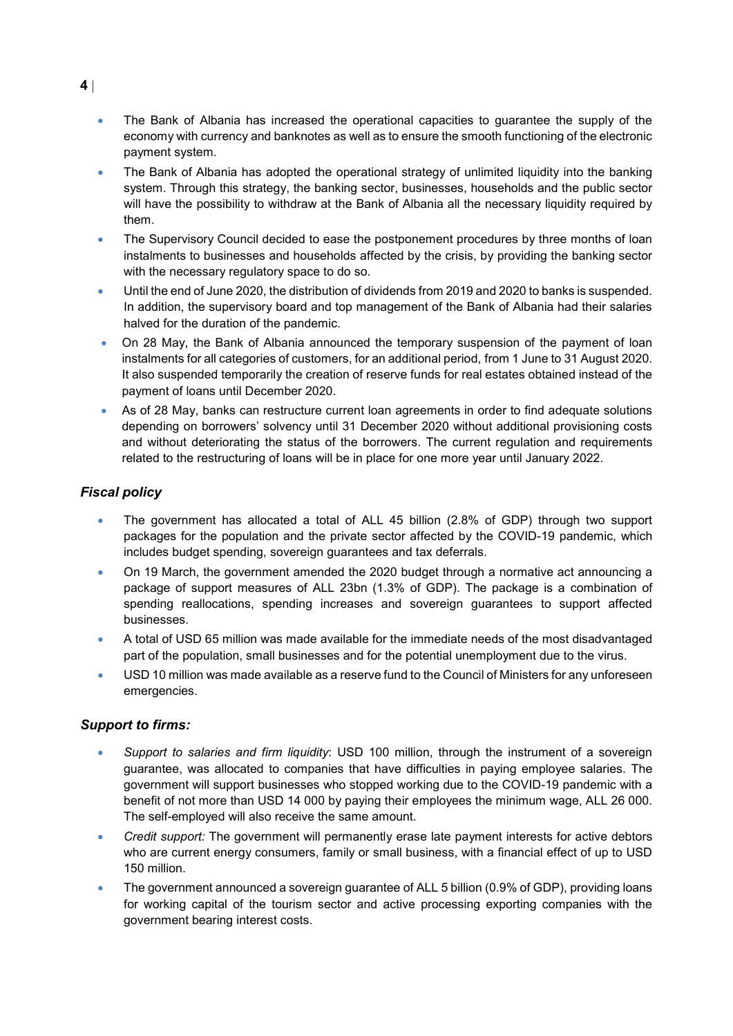- The Bank of Albania has increased the operational capacities to guarantee the supply of the economy with currency and banknotes as well as to ensure the smooth functioning of the electronic payment system.
- The Bank of Albania has adopted the operational strategy of unlimited liquidity into the banking system. Through this strategy, the banking sector, businesses, households and the public sector will have the possibility to withdraw at the Bank of Albania all the necessary liquidity required by them.
- The Supervisory Council decided to ease the postponement procedures by three months of loan instalments to businesses and households affected by the crisis, by providing the banking sector with the necessary regulatory space to do so.
- Until the end of June 2020, the distribution of dividends from 2019 and 2020 to banks is suspended. In addition, the supervisory board and top management of the Bank of Albania had their salaries halved for the duration of the pandemic.
- On 28 May, the Bank of Albania announced the temporary suspension of the payment of loan instalments for all categories of customers, for an additional period, from 1 June to 31 August 2020. It also suspended temporarily the creation of reserve funds for real estates obtained instead of the payment of loans until December 2020.
- As of 28 May, banks can restructure current loan agreements in order to find adequate solutions depending on borrowers' solvency until 31 December 2020 without additional provisioning costs and without deteriorating the status of the borrowers. The current regulation and requirements related to the restructuring of loans will be in place for one more year until January 2022.

### *Fiscal policy*

- The government has allocated a total of ALL 45 billion (2.8% of GDP) through two support packages for the population and the private sector affected by the COVID-19 pandemic, which includes budget spending, sovereign guarantees and tax deferrals.
- On 19 March, the government amended the 2020 budget through a normative act announcing a package of support measures of ALL 23bn (1.3% of GDP). The package is a combination of spending reallocations, spending increases and sovereign guarantees to support affected businesses.
- A total of USD 65 million was made available for the immediate needs of the most disadvantaged part of the population, small businesses and for the potential unemployment due to the virus.
- USD 10 million was made available as a reserve fund to the Council of Ministers for any unforeseen emergencies.

### *Support to firms:*

- *Support to salaries and firm liquidity*: USD 100 million, through the instrument of a sovereign guarantee, was allocated to companies that have difficulties in paying employee salaries. The government will support businesses who stopped working due to the COVID-19 pandemic with a benefit of not more than USD 14 000 by paying their employees the minimum wage, ALL 26 000. The self-employed will also receive the same amount.
- *Credit support:* The government will permanently erase late payment interests for active debtors who are current energy consumers, family or small business, with a financial effect of up to USD 150 million.
- The government announced a sovereign guarantee of ALL 5 billion (0.9% of GDP), providing loans for working capital of the tourism sector and active processing exporting companies with the government bearing interest costs.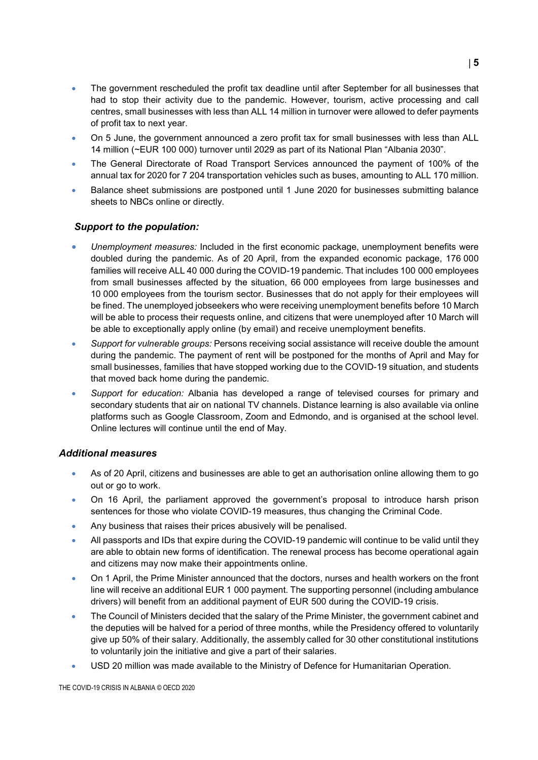- The government rescheduled the profit tax deadline until after September for all businesses that had to stop their activity due to the pandemic. However, tourism, active processing and call centres, small businesses with less than ALL 14 million in turnover were allowed to defer payments of profit tax to next year.
- On 5 June, the government announced a zero profit tax for small businesses with less than ALL 14 million (~EUR 100 000) turnover until 2029 as part of its National Plan "Albania 2030".
- The General Directorate of Road Transport Services announced the payment of 100% of the annual tax for 2020 for 7 204 transportation vehicles such as buses, amounting to ALL 170 million.
- Balance sheet submissions are postponed until 1 June 2020 for businesses submitting balance sheets to NBCs online or directly.

### *Support to the population:*

- *Unemployment measures:* Included in the first economic package, unemployment benefits were doubled during the pandemic. As of 20 April, from the expanded economic package, 176 000 families will receive ALL 40 000 during the COVID-19 pandemic. That includes 100 000 employees from small businesses affected by the situation, 66 000 employees from large businesses and 10 000 employees from the tourism sector. Businesses that do not apply for their employees will be fined. The unemployed jobseekers who were receiving unemployment benefits before 10 March will be able to process their requests online, and citizens that were unemployed after 10 March will be able to exceptionally apply online (by email) and receive unemployment benefits.
- *Support for vulnerable groups:* Persons receiving social assistance will receive double the amount during the pandemic. The payment of rent will be postponed for the months of April and May for small businesses, families that have stopped working due to the COVID-19 situation, and students that moved back home during the pandemic.
- *Support for education:* Albania has developed a range of televised courses for primary and secondary students that air on national TV channels. Distance learning is also available via online platforms such as Google Classroom, Zoom and Edmondo, and is organised at the school level. Online lectures will continue until the end of May.

### *Additional measures*

- As of 20 April, citizens and businesses are able to get an authorisation online allowing them to go out or go to work.
- On 16 April, the parliament approved the government's proposal to introduce harsh prison sentences for those who violate COVID-19 measures, thus changing the Criminal Code.
- Any business that raises their prices abusively will be penalised.
- All passports and IDs that expire during the COVID-19 pandemic will continue to be valid until they are able to obtain new forms of identification. The renewal process has become operational again and citizens may now make their appointments online.
- On 1 April, the Prime Minister announced that the doctors, nurses and health workers on the front line will receive an additional EUR 1 000 payment. The supporting personnel (including ambulance drivers) will benefit from an additional payment of EUR 500 during the COVID-19 crisis.
- The Council of Ministers decided that the salary of the Prime Minister, the government cabinet and the deputies will be halved for a period of three months, while the Presidency offered to voluntarily give up 50% of their salary. Additionally, the assembly called for 30 other constitutional institutions to voluntarily join the initiative and give a part of their salaries.
- USD 20 million was made available to the Ministry of Defence for Humanitarian Operation.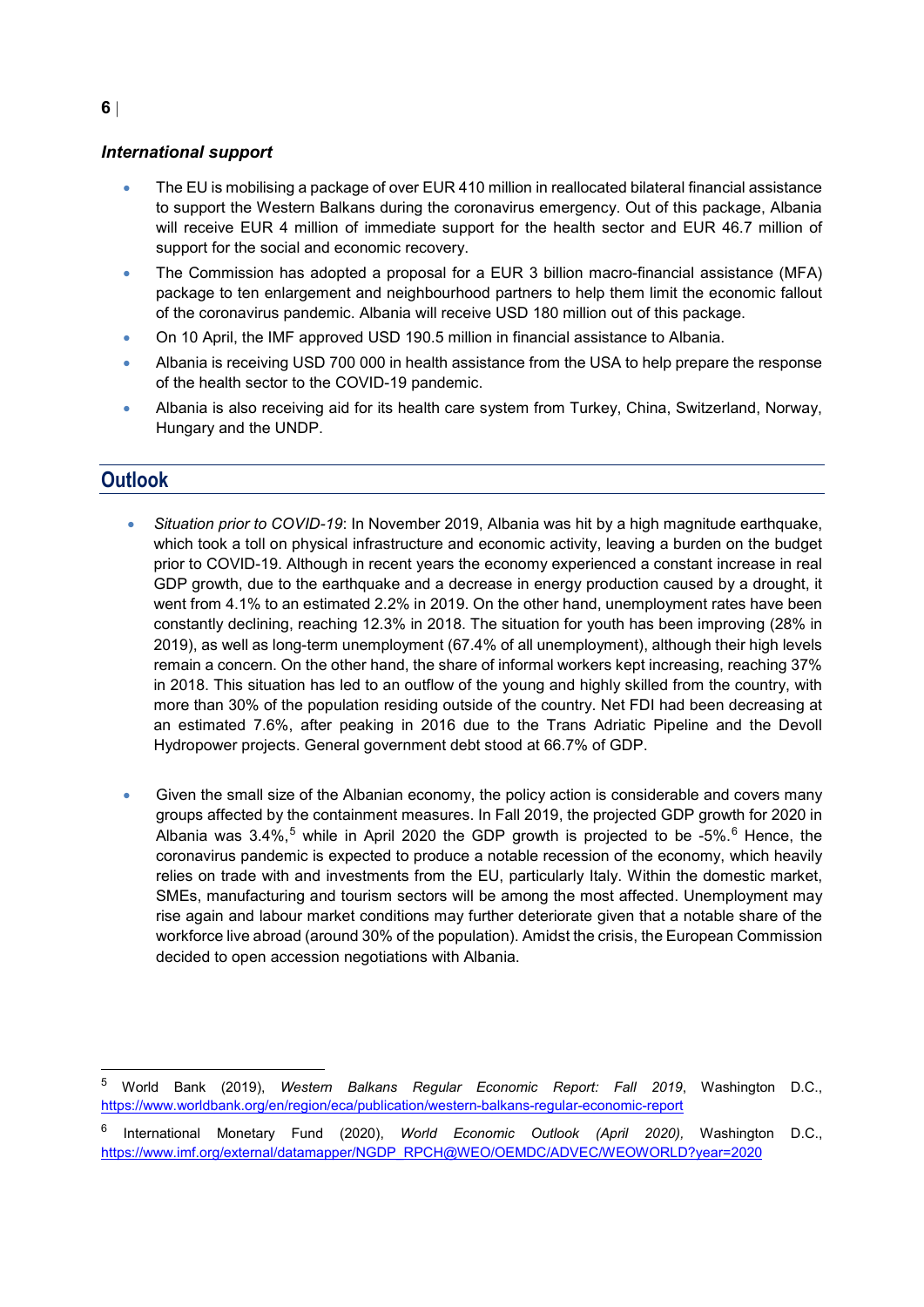### *International support*

- The EU is mobilising a package of over EUR 410 million in reallocated bilateral financial assistance to support the Western Balkans during the coronavirus emergency. Out of this package, Albania will receive EUR 4 million of immediate support for the health sector and EUR 46.7 million of support for the social and economic recovery.
- The Commission has adopted a proposal for a EUR 3 billion macro-financial assistance (MFA) package to ten enlargement and neighbourhood partners to help them limit the economic fallout of the coronavirus pandemic. Albania will receive USD 180 million out of this package.
- On 10 April, the IMF approved USD 190.5 million in financial assistance to Albania.
- Albania is receiving USD 700 000 in health assistance from the USA to help prepare the response of the health sector to the COVID-19 pandemic.
- Albania is also receiving aid for its health care system from Turkey, China, Switzerland, Norway, Hungary and the UNDP.

## Outlook

- *Situation prior to COVID-19*: In November 2019, Albania was hit by a high magnitude earthquake, which took a toll on physical infrastructure and economic activity, leaving a burden on the budget prior to COVID-19. Although in recent years the economy experienced a constant increase in real GDP growth, due to the earthquake and a decrease in energy production caused by a drought, it went from 4.1% to an estimated 2.2% in 2019. On the other hand, unemployment rates have been constantly declining, reaching 12.3% in 2018. The situation for youth has been improving (28% in 2019), as well as long-term unemployment (67.4% of all unemployment), although their high levels remain a concern. On the other hand, the share of informal workers kept increasing, reaching 37% in 2018. This situation has led to an outflow of the young and highly skilled from the country, with more than 30% of the population residing outside of the country. Net FDI had been decreasing at an estimated 7.6%, after peaking in 2016 due to the Trans Adriatic Pipeline and the Devoll Hydropower projects. General government debt stood at 66.7% of GDP.

- Given the small size of the Albanian economy, the policy action is considerable and covers many groups affected by the containment measures. In Fall 2019, the projected GDP growth for 2020 in Albania was 3.4%,[5] while in April 2020 the GDP growth is projected to be -5%.[6] Hence, the coronavirus pandemic is expected to produce a notable recession of the economy, which heavily relies on trade with and investments from the EU, particularly Italy. Within the domestic market, SMEs, manufacturing and tourism sectors will be among the most affected. Unemployment may rise again and labour market conditions may further deteriorate given that a notable share of the workforce live abroad (around 30% of the population). Amidst the crisis, the European Commission decided to open accession negotiations with Albania.

---

[5] World Bank (2019), *Western Balkans Regular Economic Report: Fall 2019*, Washington D.C., https://www.worldbank.org/en/region/eca/publication/western-balkans-regular-economic-report

[6] International Monetary Fund (2020), *World Economic Outlook (April 2020),* Washington D.C., https://www.imf.org/external/datamapper/NGDP_RPCH@WEO/OEMDC/ADVEC/WEOWORLD?year=2020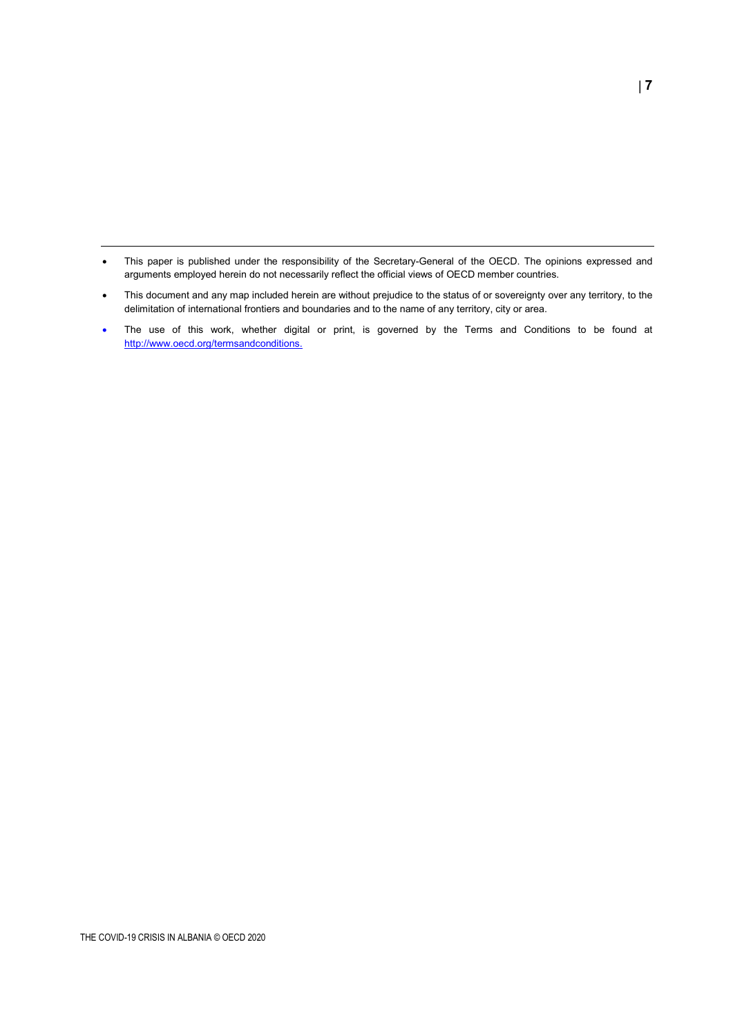- This paper is published under the responsibility of the Secretary-General of the OECD. The opinions expressed and arguments employed herein do not necessarily reflect the official views of OECD member countries.
- This document and any map included herein are without prejudice to the status of or sovereignty over any territory, to the delimitation of international frontiers and boundaries and to the name of any territory, city or area.
- The use of this work, whether digital or print, is governed by the Terms and Conditions to be found at [http://www.oecd.org/termsandconditions.](http://www.oecd.org/termsandconditions)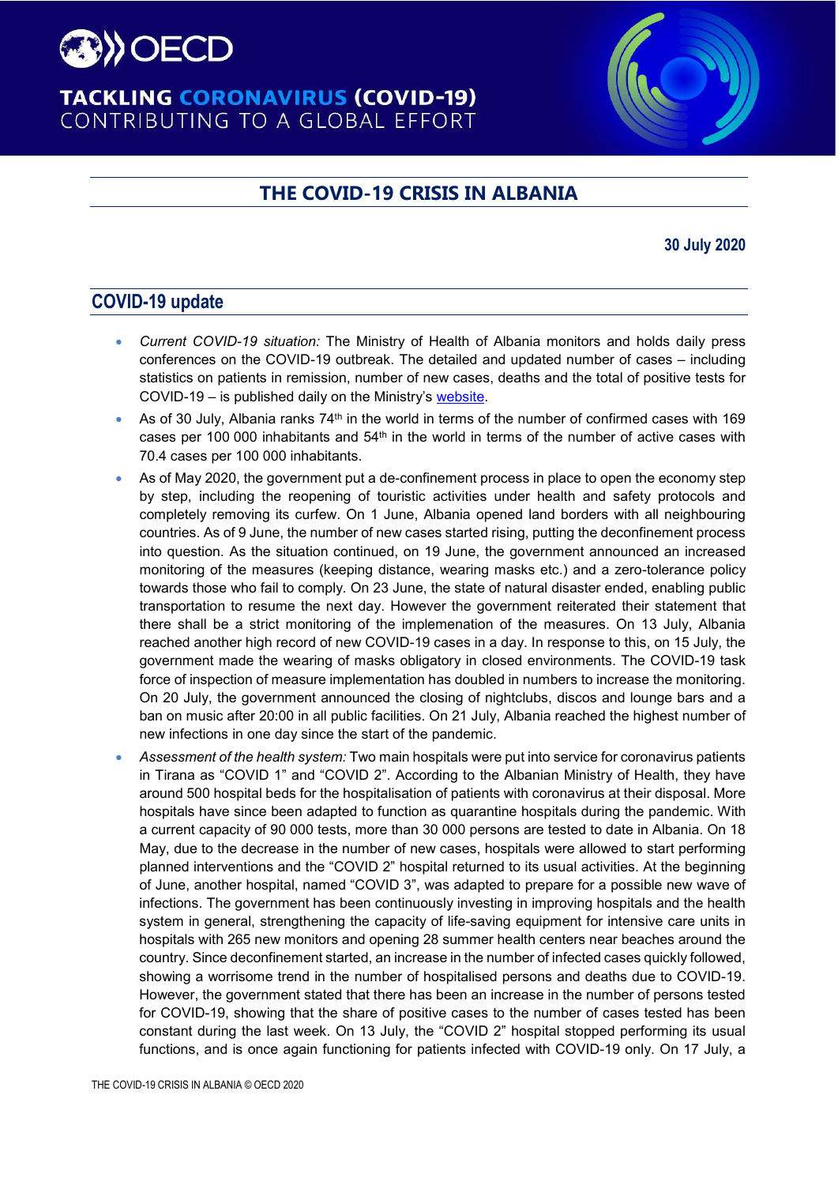# THE COVID-19 CRISIS IN ALBANIA

**30 July 2020**

## COVID-19 update

- *Current COVID-19 situation:* The Ministry of Health of Albania monitors and holds daily press conferences on the COVID-19 outbreak. The detailed and updated number of cases – including statistics on patients in remission, number of new cases, deaths and the total of positive tests for COVID-19 – is published daily on the Ministry's website.
- As of 30 July, Albania ranks 74th in the world in terms of the number of confirmed cases with 169 cases per 100 000 inhabitants and 54th in the world in terms of the number of active cases with 70.4 cases per 100 000 inhabitants.
- As of May 2020, the government put a de-confinement process in place to open the economy step by step, including the reopening of touristic activities under health and safety protocols and completely removing its curfew. On 1 June, Albania opened land borders with all neighbouring countries. As of 9 June, the number of new cases started rising, putting the deconfinement process into question. As the situation continued, on 19 June, the government announced an increased monitoring of the measures (keeping distance, wearing masks etc.) and a zero-tolerance policy towards those who fail to comply. On 23 June, the state of natural disaster ended, enabling public transportation to resume the next day. However the government reiterated their statement that there shall be a strict monitoring of the implementation of the measures. On 13 July, Albania reached another high record of new COVID-19 cases in a day. In response to this, on 15 July, the government made the wearing of masks obligatory in closed environments. The COVID-19 task force of inspection of measure implementation has doubled in numbers to increase the monitoring. On 20 July, the government announced the closing of nightclubs, discos and lounge bars and a ban on music after 20:00 in all public facilities. On 21 July, Albania reached the highest number of new infections in one day since the start of the pandemic.
- *Assessment of the health system:* Two main hospitals were put into service for coronavirus patients in Tirana as "COVID 1" and "COVID 2". According to the Albanian Ministry of Health, they have around 500 hospital beds for the hospitalisation of patients with coronavirus at their disposal. More hospitals have since been adapted to function as quarantine hospitals during the pandemic. With a current capacity of 90 000 tests, more than 30 000 persons are tested to date in Albania. On 18 May, due to the decrease in the number of new cases, hospitals were allowed to start performing planned interventions and the "COVID 2" hospital returned to its usual activities. At the beginning of June, another hospital, named "COVID 3", was adapted to prepare for a possible new wave of infections. The government has been continuously investing in improving hospitals and the health system in general, strengthening the capacity of life-saving equipment for intensive care units in hospitals with 265 new monitors and opening 28 summer health centers near beaches around the country. Since deconfinement started, an increase in the number of infected cases quickly followed, showing a worrisome trend in the number of hospitalised persons and deaths due to COVID-19. However, the government stated that there has been an increase in the number of persons tested for COVID-19, showing that the share of positive cases to the number of cases tested has been constant during the last week. On 13 July, the "COVID 2" hospital stopped performing its usual functions, and is once again functioning for patients infected with COVID-19 only. On 17 July, a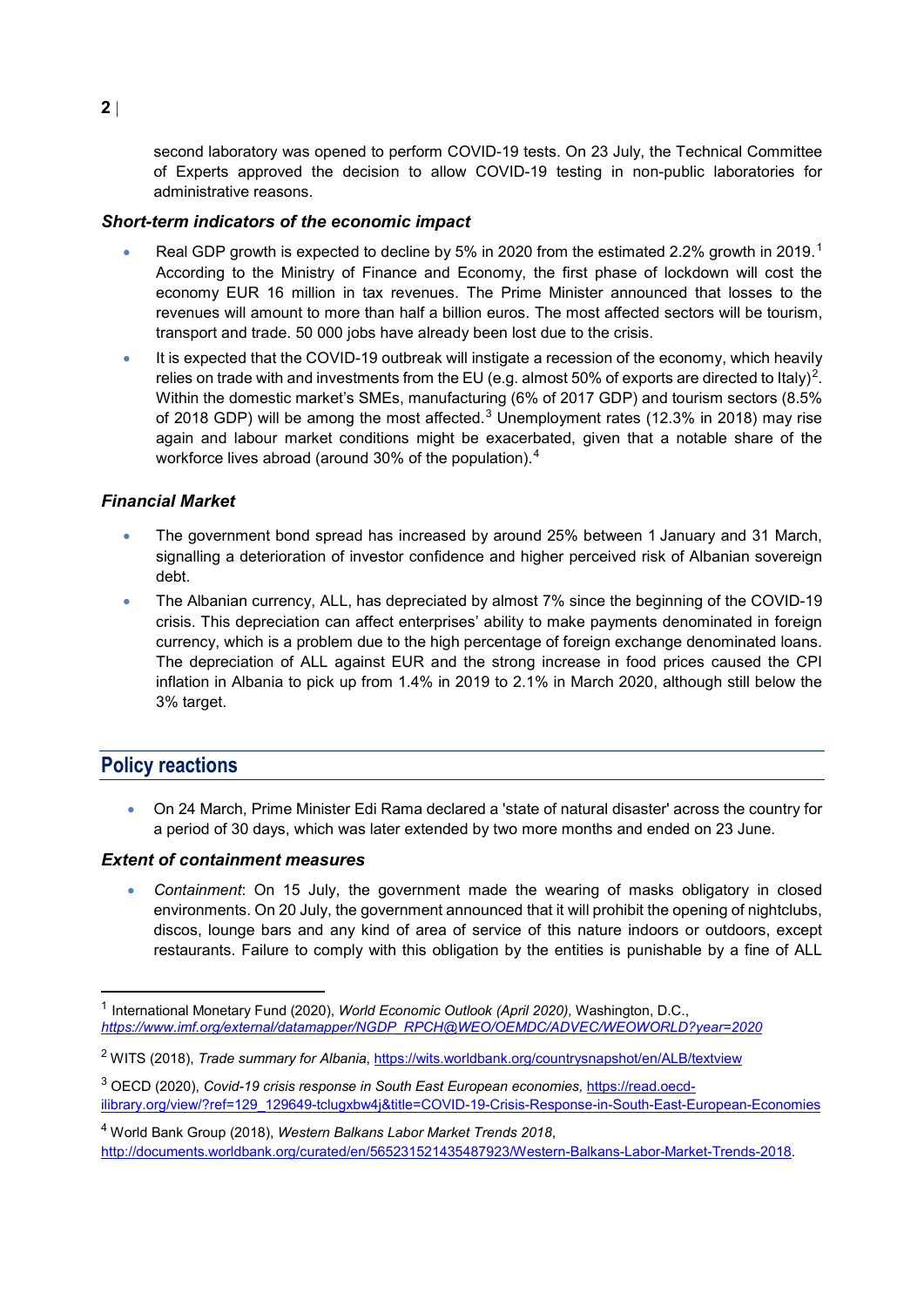second laboratory was opened to perform COVID-19 tests. On 23 July, the Technical Committee of Experts approved the decision to allow COVID-19 testing in non-public laboratories for administrative reasons.

### *Short-term indicators of the economic impact*

- Real GDP growth is expected to decline by 5% in 2020 from the estimated 2.2% growth in 2019.[1] According to the Ministry of Finance and Economy, the first phase of lockdown will cost the economy EUR 16 million in tax revenues. The Prime Minister announced that losses to the revenues will amount to more than half a billion euros. The most affected sectors will be tourism, transport and trade. 50 000 jobs have already been lost due to the crisis.
- It is expected that the COVID-19 outbreak will instigate a recession of the economy, which heavily relies on trade with and investments from the EU (e.g. almost 50% of exports are directed to Italy)[2]. Within the domestic market's SMEs, manufacturing (6% of 2017 GDP) and tourism sectors (8.5% of 2018 GDP) will be among the most affected.[3] Unemployment rates (12.3% in 2018) may rise again and labour market conditions might be exacerbated, given that a notable share of the workforce lives abroad (around 30% of the population).[4]

### *Financial Market*

- The government bond spread has increased by around 25% between 1 January and 31 March, signalling a deterioration of investor confidence and higher perceived risk of Albanian sovereign debt.
- The Albanian currency, ALL, has depreciated by almost 7% since the beginning of the COVID-19 crisis. This depreciation can affect enterprises' ability to make payments denominated in foreign currency, which is a problem due to the high percentage of foreign exchange denominated loans. The depreciation of ALL against EUR and the strong increase in food prices caused the CPI inflation in Albania to pick up from 1.4% in 2019 to 2.1% in March 2020, although still below the 3% target.

## Policy reactions

- On 24 March, Prime Minister Edi Rama declared a 'state of natural disaster' across the country for a period of 30 days, which was later extended by two more months and ended on 23 June.

### *Extent of containment measures*

- *Containment*: On 15 July, the government made the wearing of masks obligatory in closed environments. On 20 July, the government announced that it will prohibit the opening of nightclubs, discos, lounge bars and any kind of area of service of this nature indoors or outdoors, except restaurants. Failure to comply with this obligation by the entities is punishable by a fine of ALL

---

[1] International Monetary Fund (2020), *World Economic Outlook (April 2020)*, Washington, D.C., https://www.imf.org/external/datamapper/NGDP_RPCH@WEO/OEMDC/ADVEC/WEOWORLD?year=2020

[2] WITS (2018), *Trade summary for Albania*, https://wits.worldbank.org/countrysnapshot/en/ALB/textview

[3] OECD (2020), *Covid-19 crisis response in South East European economies*, https://read.oecd-ilibrary.org/view/?ref=129_129649-tclugxbw4j&title=COVID-19-Crisis-Response-in-South-East-European-Economies

[4] World Bank Group (2018), *Western Balkans Labor Market Trends 2018*, http://documents.worldbank.org/curated/en/565231521435487923/Western-Balkans-Labor-Market-Trends-2018.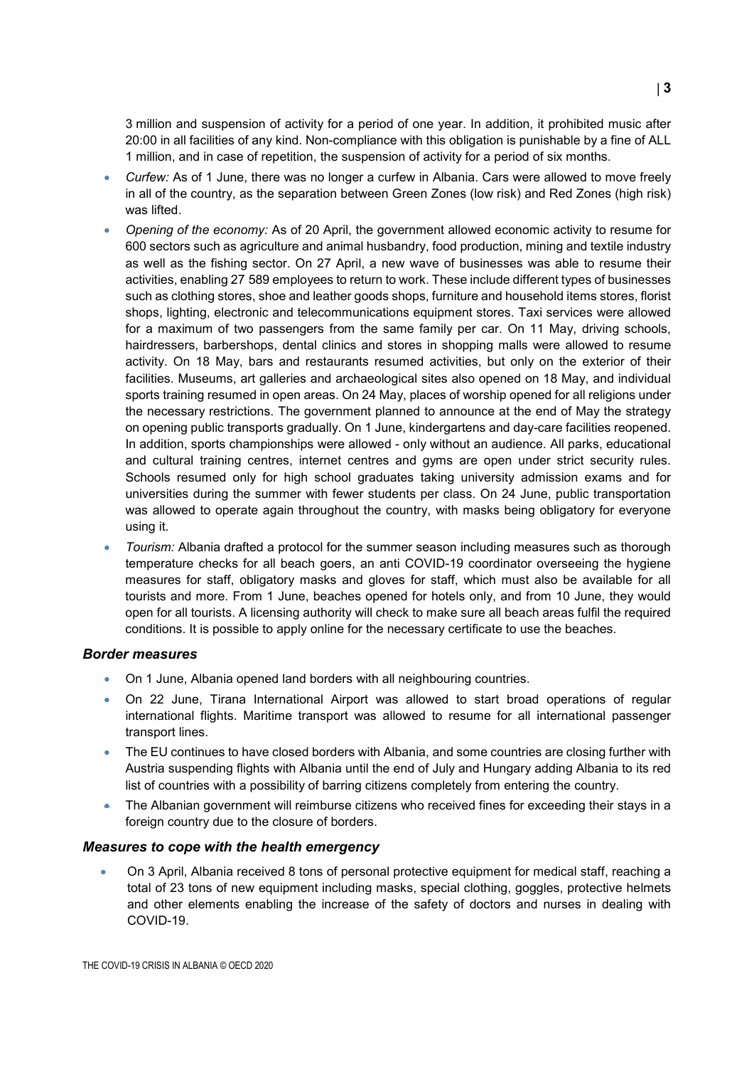3 million and suspension of activity for a period of one year. In addition, it prohibited music after 20:00 in all facilities of any kind. Non-compliance with this obligation is punishable by a fine of ALL 1 million, and in case of repetition, the suspension of activity for a period of six months.

- *Curfew:* As of 1 June, there was no longer a curfew in Albania. Cars were allowed to move freely in all of the country, as the separation between Green Zones (low risk) and Red Zones (high risk) was lifted.
- *Opening of the economy:* As of 20 April, the government allowed economic activity to resume for 600 sectors such as agriculture and animal husbandry, food production, mining and textile industry as well as the fishing sector. On 27 April, a new wave of businesses was able to resume their activities, enabling 27 589 employees to return to work. These include different types of businesses such as clothing stores, shoe and leather goods shops, furniture and household items stores, florist shops, lighting, electronic and telecommunications equipment stores. Taxi services were allowed for a maximum of two passengers from the same family per car. On 11 May, driving schools, hairdressers, barbershops, dental clinics and stores in shopping malls were allowed to resume activity. On 18 May, bars and restaurants resumed activities, but only on the exterior of their facilities. Museums, art galleries and archaeological sites also opened on 18 May, and individual sports training resumed in open areas. On 24 May, places of worship opened for all religions under the necessary restrictions. The government planned to announce at the end of May the strategy on opening public transports gradually. On 1 June, kindergartens and day-care facilities reopened. In addition, sports championships were allowed - only without an audience. All parks, educational and cultural training centres, internet centres and gyms are open under strict security rules. Schools resumed only for high school graduates taking university admission exams and for universities during the summer with fewer students per class. On 24 June, public transportation was allowed to operate again throughout the country, with masks being obligatory for everyone using it.
- *Tourism:* Albania drafted a protocol for the summer season including measures such as thorough temperature checks for all beach goers, an anti COVID-19 coordinator overseeing the hygiene measures for staff, obligatory masks and gloves for staff, which must also be available for all tourists and more. From 1 June, beaches opened for hotels only, and from 10 June, they would open for all tourists. A licensing authority will check to make sure all beach areas fulfil the required conditions. It is possible to apply online for the necessary certificate to use the beaches.

### *Border measures*

- On 1 June, Albania opened land borders with all neighbouring countries.
- On 22 June, Tirana International Airport was allowed to start broad operations of regular international flights. Maritime transport was allowed to resume for all international passenger transport lines.
- The EU continues to have closed borders with Albania, and some countries are closing further with Austria suspending flights with Albania until the end of July and Hungary adding Albania to its red list of countries with a possibility of barring citizens completely from entering the country.
- The Albanian government will reimburse citizens who received fines for exceeding their stays in a foreign country due to the closure of borders.

### *Measures to cope with the health emergency*

- On 3 April, Albania received 8 tons of personal protective equipment for medical staff, reaching a total of 23 tons of new equipment including masks, special clothing, goggles, protective helmets and other elements enabling the increase of the safety of doctors and nurses in dealing with COVID-19.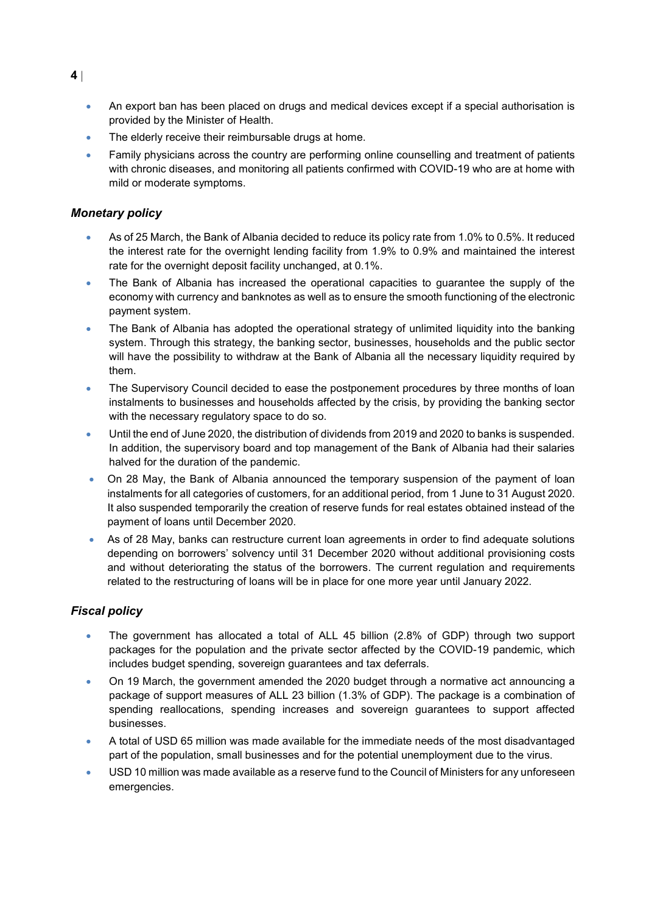- An export ban has been placed on drugs and medical devices except if a special authorisation is provided by the Minister of Health.
- The elderly receive their reimbursable drugs at home.
- Family physicians across the country are performing online counselling and treatment of patients with chronic diseases, and monitoring all patients confirmed with COVID-19 who are at home with mild or moderate symptoms.

### *Monetary policy*

- As of 25 March, the Bank of Albania decided to reduce its policy rate from 1.0% to 0.5%. It reduced the interest rate for the overnight lending facility from 1.9% to 0.9% and maintained the interest rate for the overnight deposit facility unchanged, at 0.1%.
- The Bank of Albania has increased the operational capacities to guarantee the supply of the economy with currency and banknotes as well as to ensure the smooth functioning of the electronic payment system.
- The Bank of Albania has adopted the operational strategy of unlimited liquidity into the banking system. Through this strategy, the banking sector, businesses, households and the public sector will have the possibility to withdraw at the Bank of Albania all the necessary liquidity required by them.
- The Supervisory Council decided to ease the postponement procedures by three months of loan instalments to businesses and households affected by the crisis, by providing the banking sector with the necessary regulatory space to do so.
- Until the end of June 2020, the distribution of dividends from 2019 and 2020 to banks is suspended. In addition, the supervisory board and top management of the Bank of Albania had their salaries halved for the duration of the pandemic.
- On 28 May, the Bank of Albania announced the temporary suspension of the payment of loan instalments for all categories of customers, for an additional period, from 1 June to 31 August 2020. It also suspended temporarily the creation of reserve funds for real estates obtained instead of the payment of loans until December 2020.
- As of 28 May, banks can restructure current loan agreements in order to find adequate solutions depending on borrowers' solvency until 31 December 2020 without additional provisioning costs and without deteriorating the status of the borrowers. The current regulation and requirements related to the restructuring of loans will be in place for one more year until January 2022.

### *Fiscal policy*

- The government has allocated a total of ALL 45 billion (2.8% of GDP) through two support packages for the population and the private sector affected by the COVID-19 pandemic, which includes budget spending, sovereign guarantees and tax deferrals.
- On 19 March, the government amended the 2020 budget through a normative act announcing a package of support measures of ALL 23 billion (1.3% of GDP). The package is a combination of spending reallocations, spending increases and sovereign guarantees to support affected businesses.
- A total of USD 65 million was made available for the immediate needs of the most disadvantaged part of the population, small businesses and for the potential unemployment due to the virus.
- USD 10 million was made available as a reserve fund to the Council of Ministers for any unforeseen emergencies.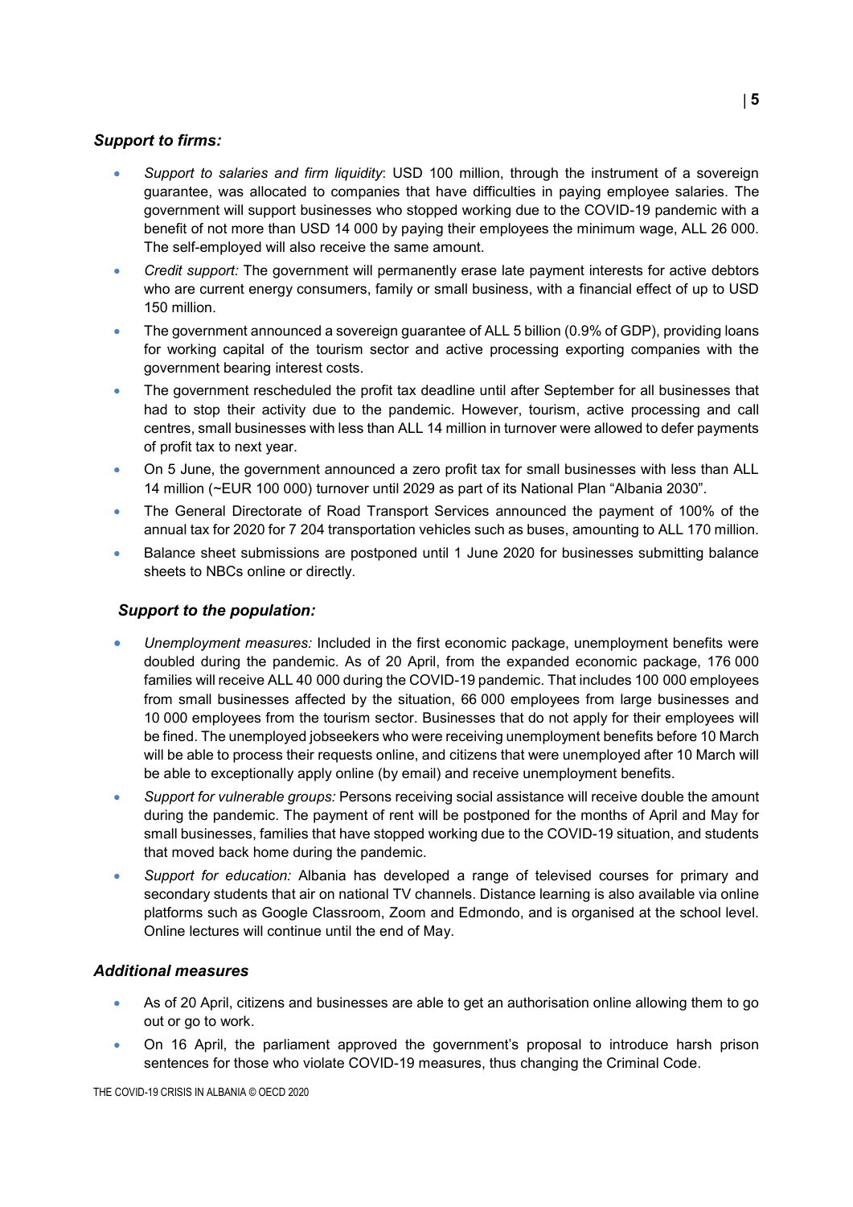### *Support to firms:*

- *Support to salaries and firm liquidity*: USD 100 million, through the instrument of a sovereign guarantee, was allocated to companies that have difficulties in paying employee salaries. The government will support businesses who stopped working due to the COVID-19 pandemic with a benefit of not more than USD 14 000 by paying their employees the minimum wage, ALL 26 000. The self-employed will also receive the same amount.
- *Credit support:* The government will permanently erase late payment interests for active debtors who are current energy consumers, family or small business, with a financial effect of up to USD 150 million.
- The government announced a sovereign guarantee of ALL 5 billion (0.9% of GDP), providing loans for working capital of the tourism sector and active processing exporting companies with the government bearing interest costs.
- The government rescheduled the profit tax deadline until after September for all businesses that had to stop their activity due to the pandemic. However, tourism, active processing and call centres, small businesses with less than ALL 14 million in turnover were allowed to defer payments of profit tax to next year.
- On 5 June, the government announced a zero profit tax for small businesses with less than ALL 14 million (~EUR 100 000) turnover until 2029 as part of its National Plan "Albania 2030".
- The General Directorate of Road Transport Services announced the payment of 100% of the annual tax for 2020 for 7 204 transportation vehicles such as buses, amounting to ALL 170 million.
- Balance sheet submissions are postponed until 1 June 2020 for businesses submitting balance sheets to NBCs online or directly.

### *Support to the population:*

- *Unemployment measures:* Included in the first economic package, unemployment benefits were doubled during the pandemic. As of 20 April, from the expanded economic package, 176 000 families will receive ALL 40 000 during the COVID-19 pandemic. That includes 100 000 employees from small businesses affected by the situation, 66 000 employees from large businesses and 10 000 employees from the tourism sector. Businesses that do not apply for their employees will be fined. The unemployed jobseekers who were receiving unemployment benefits before 10 March will be able to process their requests online, and citizens that were unemployed after 10 March will be able to exceptionally apply online (by email) and receive unemployment benefits.
- *Support for vulnerable groups:* Persons receiving social assistance will receive double the amount during the pandemic. The payment of rent will be postponed for the months of April and May for small businesses, families that have stopped working due to the COVID-19 situation, and students that moved back home during the pandemic.
- *Support for education:* Albania has developed a range of televised courses for primary and secondary students that air on national TV channels. Distance learning is also available via online platforms such as Google Classroom, Zoom and Edmondo, and is organised at the school level. Online lectures will continue until the end of May.

### *Additional measures*

- As of 20 April, citizens and businesses are able to get an authorisation online allowing them to go out or go to work.
- On 16 April, the parliament approved the government's proposal to introduce harsh prison sentences for those who violate COVID-19 measures, thus changing the Criminal Code.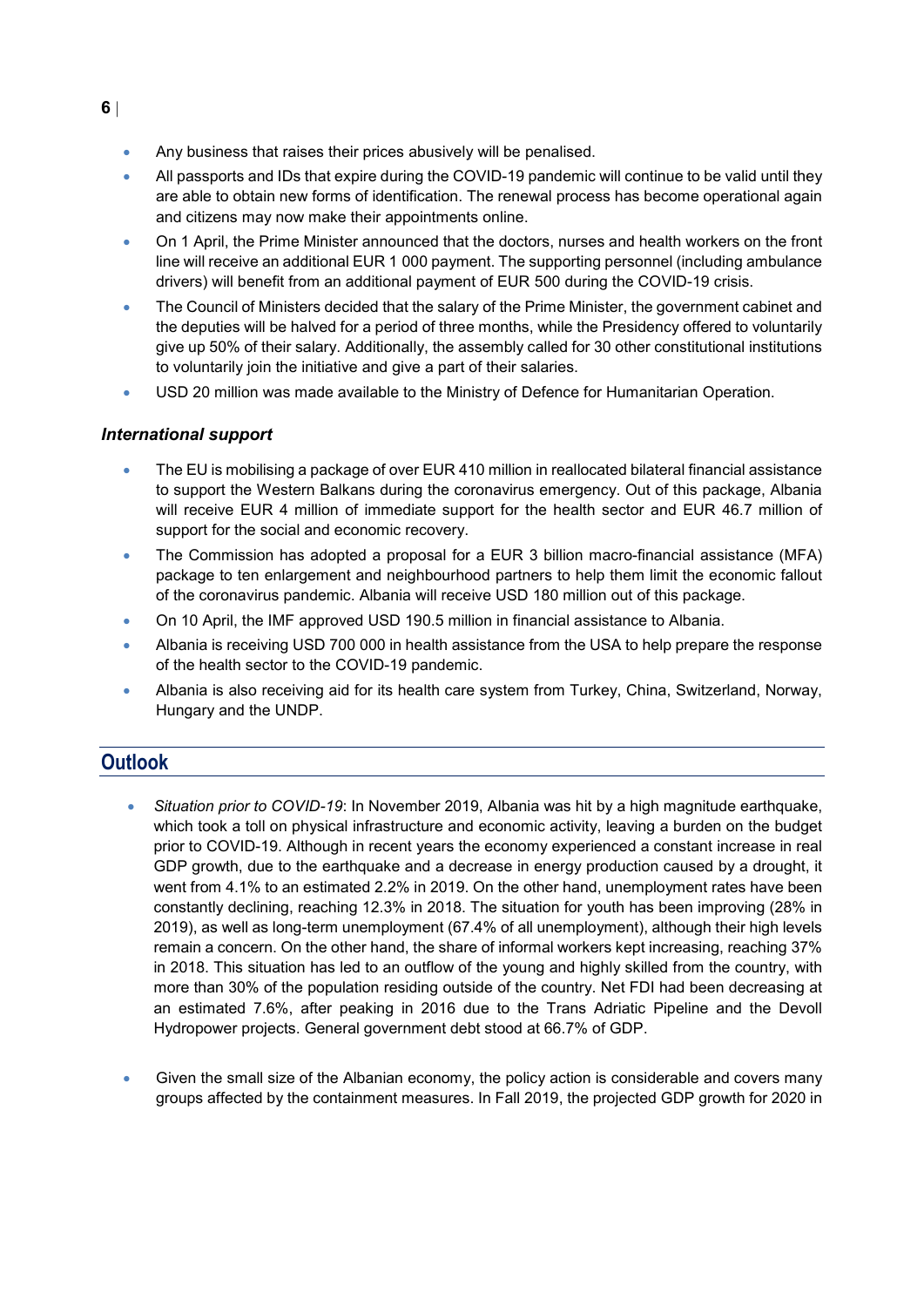- Any business that raises their prices abusively will be penalised.
- All passports and IDs that expire during the COVID-19 pandemic will continue to be valid until they are able to obtain new forms of identification. The renewal process has become operational again and citizens may now make their appointments online.
- On 1 April, the Prime Minister announced that the doctors, nurses and health workers on the front line will receive an additional EUR 1 000 payment. The supporting personnel (including ambulance drivers) will benefit from an additional payment of EUR 500 during the COVID-19 crisis.
- The Council of Ministers decided that the salary of the Prime Minister, the government cabinet and the deputies will be halved for a period of three months, while the Presidency offered to voluntarily give up 50% of their salary. Additionally, the assembly called for 30 other constitutional institutions to voluntarily join the initiative and give a part of their salaries.
- USD 20 million was made available to the Ministry of Defence for Humanitarian Operation.

### *International support*

- The EU is mobilising a package of over EUR 410 million in reallocated bilateral financial assistance to support the Western Balkans during the coronavirus emergency. Out of this package, Albania will receive EUR 4 million of immediate support for the health sector and EUR 46.7 million of support for the social and economic recovery.
- The Commission has adopted a proposal for a EUR 3 billion macro-financial assistance (MFA) package to ten enlargement and neighbourhood partners to help them limit the economic fallout of the coronavirus pandemic. Albania will receive USD 180 million out of this package.
- On 10 April, the IMF approved USD 190.5 million in financial assistance to Albania.
- Albania is receiving USD 700 000 in health assistance from the USA to help prepare the response of the health sector to the COVID-19 pandemic.
- Albania is also receiving aid for its health care system from Turkey, China, Switzerland, Norway, Hungary and the UNDP.

## Outlook

- *Situation prior to COVID-19*: In November 2019, Albania was hit by a high magnitude earthquake, which took a toll on physical infrastructure and economic activity, leaving a burden on the budget prior to COVID-19. Although in recent years the economy experienced a constant increase in real GDP growth, due to the earthquake and a decrease in energy production caused by a drought, it went from 4.1% to an estimated 2.2% in 2019. On the other hand, unemployment rates have been constantly declining, reaching 12.3% in 2018. The situation for youth has been improving (28% in 2019), as well as long-term unemployment (67.4% of all unemployment), although their high levels remain a concern. On the other hand, the share of informal workers kept increasing, reaching 37% in 2018. This situation has led to an outflow of the young and highly skilled from the country, with more than 30% of the population residing outside of the country. Net FDI had been decreasing at an estimated 7.6%, after peaking in 2016 due to the Trans Adriatic Pipeline and the Devoll Hydropower projects. General government debt stood at 66.7% of GDP.

- Given the small size of the Albanian economy, the policy action is considerable and covers many groups affected by the containment measures. In Fall 2019, the projected GDP growth for 2020 in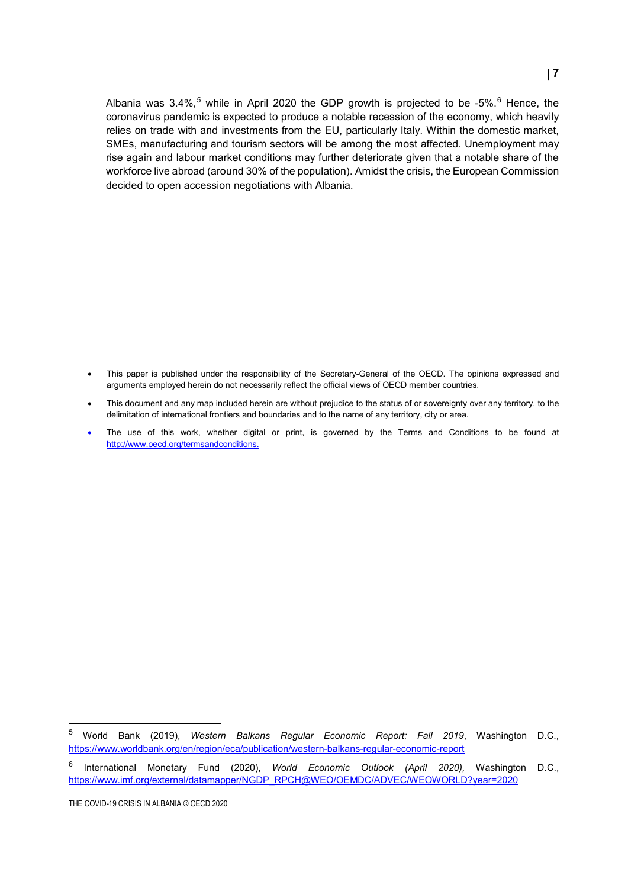Albania was 3.4%,[5] while in April 2020 the GDP growth is projected to be -5%.[6] Hence, the coronavirus pandemic is expected to produce a notable recession of the economy, which heavily relies on trade with and investments from the EU, particularly Italy. Within the domestic market, SMEs, manufacturing and tourism sectors will be among the most affected. Unemployment may rise again and labour market conditions may further deteriorate given that a notable share of the workforce live abroad (around 30% of the population). Amidst the crisis, the European Commission decided to open accession negotiations with Albania.

---

- This paper is published under the responsibility of the Secretary-General of the OECD. The opinions expressed and arguments employed herein do not necessarily reflect the official views of OECD member countries.
- This document and any map included herein are without prejudice to the status of or sovereignty over any territory, to the delimitation of international frontiers and boundaries and to the name of any territory, city or area.
- The use of this work, whether digital or print, is governed by the Terms and Conditions to be found at http://www.oecd.org/termsandconditions.

---

[5] World Bank (2019), *Western Balkans Regular Economic Report: Fall 2019*, Washington D.C., https://www.worldbank.org/en/region/eca/publication/western-balkans-regular-economic-report

[6] International Monetary Fund (2020), *World Economic Outlook (April 2020),* Washington D.C., https://www.imf.org/external/datamapper/NGDP_RPCH@WEO/OEMDC/ADVEC/WEOWORLD?year=2020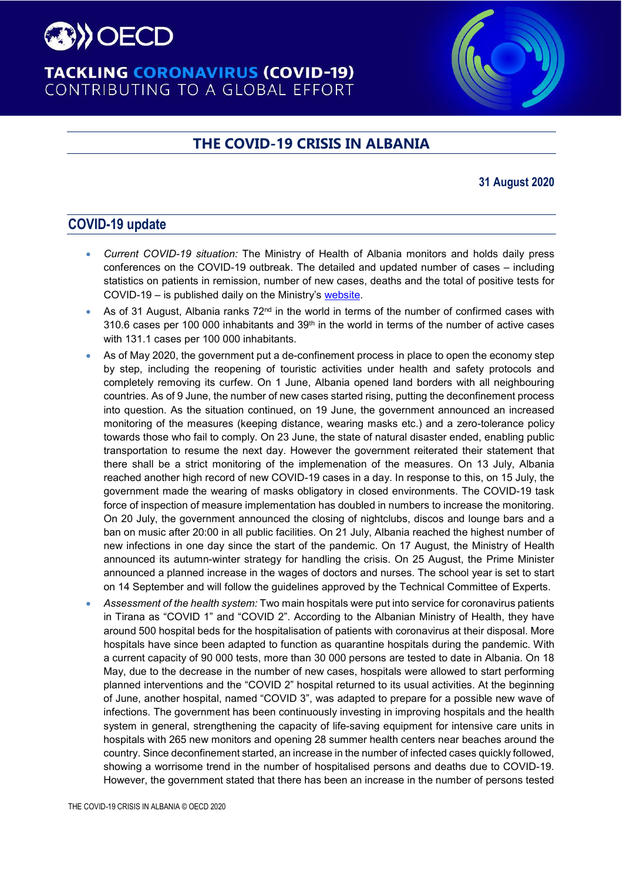# THE COVID-19 CRISIS IN ALBANIA

**31 August 2020**

## COVID-19 update

- *Current COVID-19 situation:* The Ministry of Health of Albania monitors and holds daily press conferences on the COVID-19 outbreak. The detailed and updated number of cases – including statistics on patients in remission, number of new cases, deaths and the total of positive tests for COVID-19 – is published daily on the Ministry's [website](website).
- As of 31 August, Albania ranks 72nd in the world in terms of the number of confirmed cases with 310.6 cases per 100 000 inhabitants and 39th in the world in terms of the number of active cases with 131.1 cases per 100 000 inhabitants.
- As of May 2020, the government put a de-confinement process in place to open the economy step by step, including the reopening of touristic activities under health and safety protocols and completely removing its curfew. On 1 June, Albania opened land borders with all neighbouring countries. As of 9 June, the number of new cases started rising, putting the deconfinement process into question. As the situation continued, on 19 June, the government announced an increased monitoring of the measures (keeping distance, wearing masks etc.) and a zero-tolerance policy towards those who fail to comply. On 23 June, the state of natural disaster ended, enabling public transportation to resume the next day. However the government reiterated their statement that there shall be a strict monitoring of the implementation of the measures. On 13 July, Albania reached another high record of new COVID-19 cases in a day. In response to this, on 15 July, the government made the wearing of masks obligatory in closed environments. The COVID-19 task force of inspection of measure implementation has doubled in numbers to increase the monitoring. On 20 July, the government announced the closing of nightclubs, discos and lounge bars and a ban on music after 20:00 in all public facilities. On 21 July, Albania reached the highest number of new infections in one day since the start of the pandemic. On 17 August, the Ministry of Health announced its autumn-winter strategy for handling the crisis. On 25 August, the Prime Minister announced a planned increase in the wages of doctors and nurses. The school year is set to start on 14 September and will follow the guidelines approved by the Technical Committee of Experts.
- *Assessment of the health system:* Two main hospitals were put into service for coronavirus patients in Tirana as "COVID 1" and "COVID 2". According to the Albanian Ministry of Health, they have around 500 hospital beds for the hospitalisation of patients with coronavirus at their disposal. More hospitals have since been adapted to function as quarantine hospitals during the pandemic. With a current capacity of 90 000 tests, more than 30 000 persons are tested to date in Albania. On 18 May, due to the decrease in the number of new cases, hospitals were allowed to start performing planned interventions and the "COVID 2" hospital returned to its usual activities. At the beginning of June, another hospital, named "COVID 3", was adapted to prepare for a possible new wave of infections. The government has been continuously investing in improving hospitals and the health system in general, strengthening the capacity of life-saving equipment for intensive care units in hospitals with 265 new monitors and opening 28 summer health centers near beaches around the country. Since deconfinement started, an increase in the number of infected cases quickly followed, showing a worrisome trend in the number of hospitalised persons and deaths due to COVID-19. However, the government stated that there has been an increase in the number of persons tested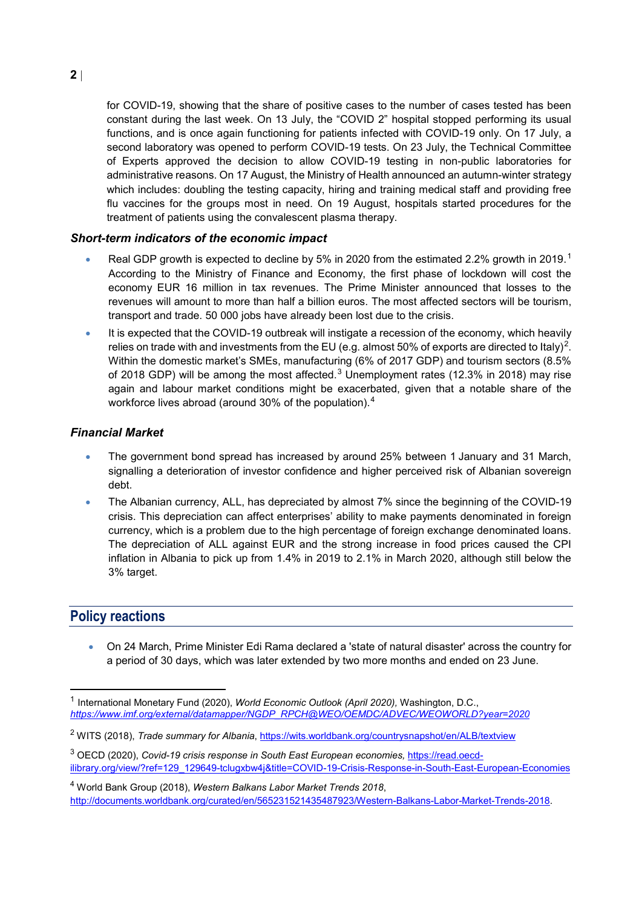for COVID-19, showing that the share of positive cases to the number of cases tested has been constant during the last week. On 13 July, the "COVID 2" hospital stopped performing its usual functions, and is once again functioning for patients infected with COVID-19 only. On 17 July, a second laboratory was opened to perform COVID-19 tests. On 23 July, the Technical Committee of Experts approved the decision to allow COVID-19 testing in non-public laboratories for administrative reasons. On 17 August, the Ministry of Health announced an autumn-winter strategy which includes: doubling the testing capacity, hiring and training medical staff and providing free flu vaccines for the groups most in need. On 19 August, hospitals started procedures for the treatment of patients using the convalescent plasma therapy.

### *Short-term indicators of the economic impact*

- Real GDP growth is expected to decline by 5% in 2020 from the estimated 2.2% growth in 2019.[1] According to the Ministry of Finance and Economy, the first phase of lockdown will cost the economy EUR 16 million in tax revenues. The Prime Minister announced that losses to the revenues will amount to more than half a billion euros. The most affected sectors will be tourism, transport and trade. 50 000 jobs have already been lost due to the crisis.
- It is expected that the COVID-19 outbreak will instigate a recession of the economy, which heavily relies on trade with and investments from the EU (e.g. almost 50% of exports are directed to Italy)[2]. Within the domestic market's SMEs, manufacturing (6% of 2017 GDP) and tourism sectors (8.5% of 2018 GDP) will be among the most affected.[3] Unemployment rates (12.3% in 2018) may rise again and labour market conditions might be exacerbated, given that a notable share of the workforce lives abroad (around 30% of the population).[4]

### *Financial Market*

- The government bond spread has increased by around 25% between 1 January and 31 March, signalling a deterioration of investor confidence and higher perceived risk of Albanian sovereign debt.
- The Albanian currency, ALL, has depreciated by almost 7% since the beginning of the COVID-19 crisis. This depreciation can affect enterprises' ability to make payments denominated in foreign currency, which is a problem due to the high percentage of foreign exchange denominated loans. The depreciation of ALL against EUR and the strong increase in food prices caused the CPI inflation in Albania to pick up from 1.4% in 2019 to 2.1% in March 2020, although still below the 3% target.

## Policy reactions

- On 24 March, Prime Minister Edi Rama declared a 'state of natural disaster' across the country for a period of 30 days, which was later extended by two more months and ended on 23 June.

---

[1] International Monetary Fund (2020), *World Economic Outlook (April 2020)*, Washington, D.C., *https://www.imf.org/external/datamapper/NGDP_RPCH@WEO/OEMDC/ADVEC/WEOWORLD?year=2020*

[2] WITS (2018), *Trade summary for Albania*, https://wits.worldbank.org/countrysnapshot/en/ALB/textview

[3] OECD (2020), *Covid-19 crisis response in South East European economies*, https://read.oecd-ilibrary.org/view/?ref=129_129649-tclugxbw4j&title=COVID-19-Crisis-Response-in-South-East-European-Economies

[4] World Bank Group (2018), *Western Balkans Labor Market Trends 2018*, http://documents.worldbank.org/curated/en/565231521435487923/Western-Balkans-Labor-Market-Trends-2018.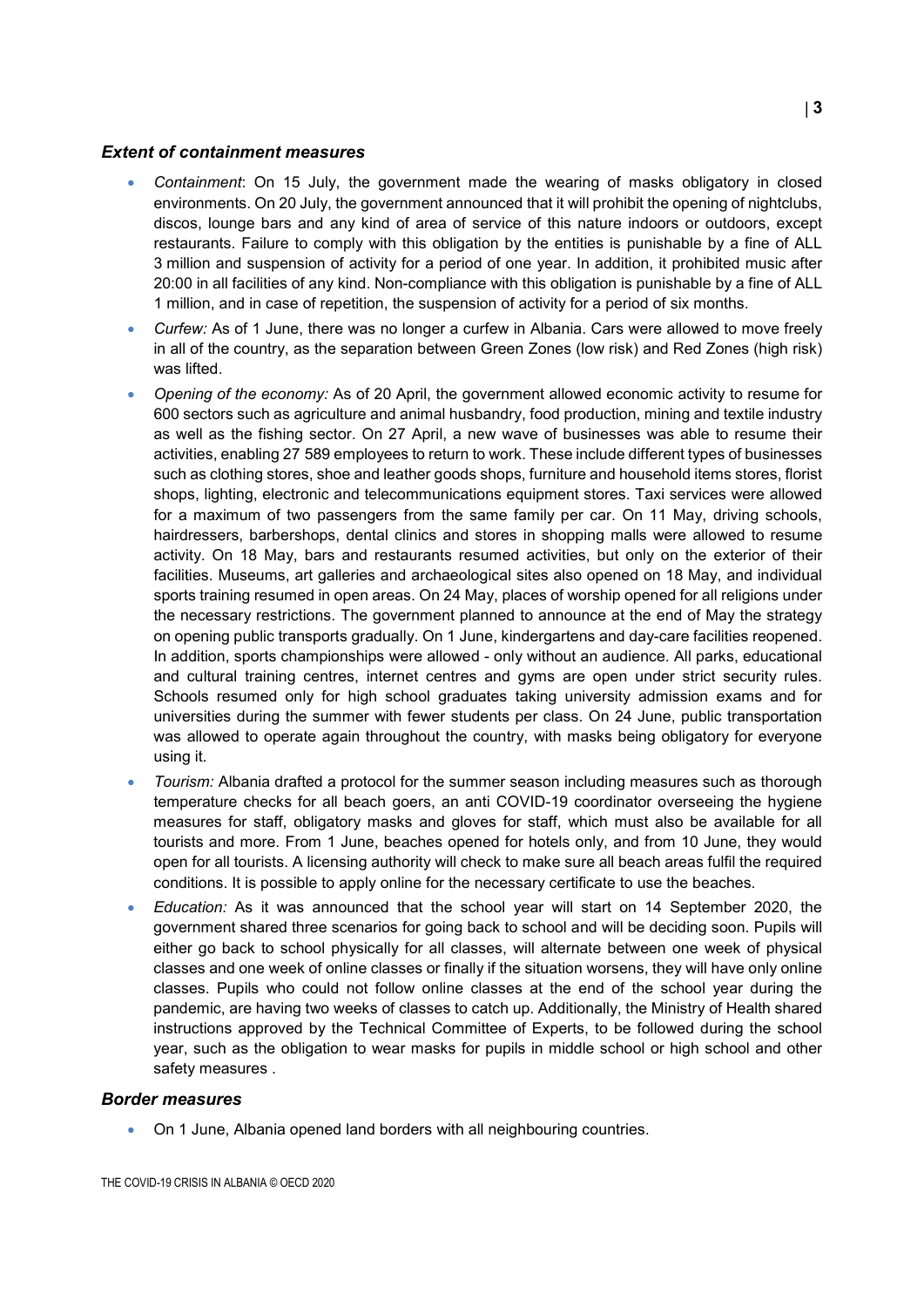### *Extent of containment measures*

- *Containment*: On 15 July, the government made the wearing of masks obligatory in closed environments. On 20 July, the government announced that it will prohibit the opening of nightclubs, discos, lounge bars and any kind of area of service of this nature indoors or outdoors, except restaurants. Failure to comply with this obligation by the entities is punishable by a fine of ALL 3 million and suspension of activity for a period of one year. In addition, it prohibited music after 20:00 in all facilities of any kind. Non-compliance with this obligation is punishable by a fine of ALL 1 million, and in case of repetition, the suspension of activity for a period of six months.
- *Curfew:* As of 1 June, there was no longer a curfew in Albania. Cars were allowed to move freely in all of the country, as the separation between Green Zones (low risk) and Red Zones (high risk) was lifted.
- *Opening of the economy:* As of 20 April, the government allowed economic activity to resume for 600 sectors such as agriculture and animal husbandry, food production, mining and textile industry as well as the fishing sector. On 27 April, a new wave of businesses was able to resume their activities, enabling 27 589 employees to return to work. These include different types of businesses such as clothing stores, shoe and leather goods shops, furniture and household items stores, florist shops, lighting, electronic and telecommunications equipment stores. Taxi services were allowed for a maximum of two passengers from the same family per car. On 11 May, driving schools, hairdressers, barbershops, dental clinics and stores in shopping malls were allowed to resume activity. On 18 May, bars and restaurants resumed activities, but only on the exterior of their facilities. Museums, art galleries and archaeological sites also opened on 18 May, and individual sports training resumed in open areas. On 24 May, places of worship opened for all religions under the necessary restrictions. The government planned to announce at the end of May the strategy on opening public transports gradually. On 1 June, kindergartens and day-care facilities reopened. In addition, sports championships were allowed - only without an audience. All parks, educational and cultural training centres, internet centres and gyms are open under strict security rules. Schools resumed only for high school graduates taking university admission exams and for universities during the summer with fewer students per class. On 24 June, public transportation was allowed to operate again throughout the country, with masks being obligatory for everyone using it.
- *Tourism:* Albania drafted a protocol for the summer season including measures such as thorough temperature checks for all beach goers, an anti COVID-19 coordinator overseeing the hygiene measures for staff, obligatory masks and gloves for staff, which must also be available for all tourists and more. From 1 June, beaches opened for hotels only, and from 10 June, they would open for all tourists. A licensing authority will check to make sure all beach areas fulfil the required conditions. It is possible to apply online for the necessary certificate to use the beaches.
- *Education:* As it was announced that the school year will start on 14 September 2020, the government shared three scenarios for going back to school and will be deciding soon. Pupils will either go back to school physically for all classes, will alternate between one week of physical classes and one week of online classes or finally if the situation worsens, they will have only online classes. Pupils who could not follow online classes at the end of the school year during the pandemic, are having two weeks of classes to catch up. Additionally, the Ministry of Health shared instructions approved by the Technical Committee of Experts, to be followed during the school year, such as the obligation to wear masks for pupils in middle school or high school and other safety measures .

### *Border measures*

- On 1 June, Albania opened land borders with all neighbouring countries.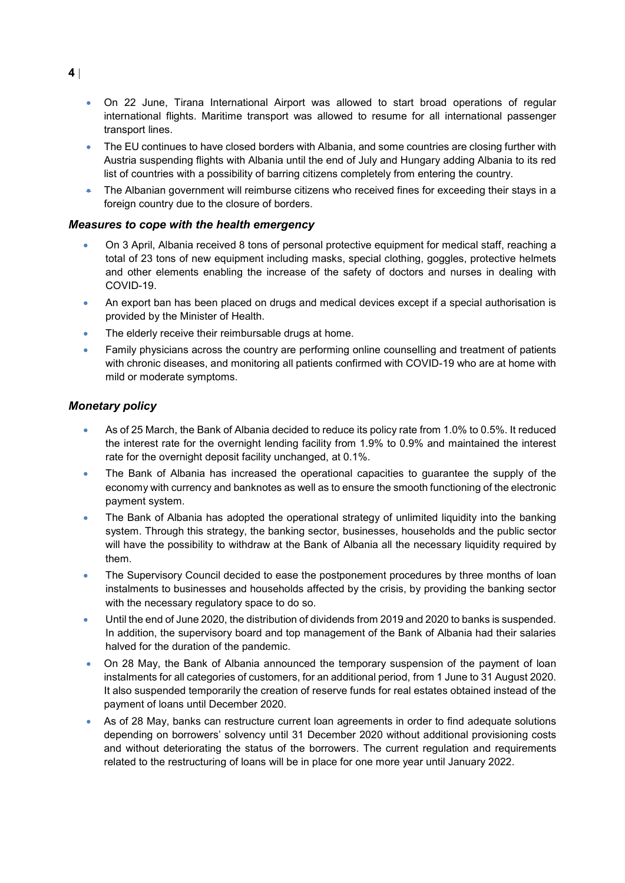- On 22 June, Tirana International Airport was allowed to start broad operations of regular international flights. Maritime transport was allowed to resume for all international passenger transport lines.
- The EU continues to have closed borders with Albania, and some countries are closing further with Austria suspending flights with Albania until the end of July and Hungary adding Albania to its red list of countries with a possibility of barring citizens completely from entering the country.
- The Albanian government will reimburse citizens who received fines for exceeding their stays in a foreign country due to the closure of borders.

### *Measures to cope with the health emergency*

- On 3 April, Albania received 8 tons of personal protective equipment for medical staff, reaching a total of 23 tons of new equipment including masks, special clothing, goggles, protective helmets and other elements enabling the increase of the safety of doctors and nurses in dealing with COVID-19.
- An export ban has been placed on drugs and medical devices except if a special authorisation is provided by the Minister of Health.
- The elderly receive their reimbursable drugs at home.
- Family physicians across the country are performing online counselling and treatment of patients with chronic diseases, and monitoring all patients confirmed with COVID-19 who are at home with mild or moderate symptoms.

### *Monetary policy*

- As of 25 March, the Bank of Albania decided to reduce its policy rate from 1.0% to 0.5%. It reduced the interest rate for the overnight lending facility from 1.9% to 0.9% and maintained the interest rate for the overnight deposit facility unchanged, at 0.1%.
- The Bank of Albania has increased the operational capacities to guarantee the supply of the economy with currency and banknotes as well as to ensure the smooth functioning of the electronic payment system.
- The Bank of Albania has adopted the operational strategy of unlimited liquidity into the banking system. Through this strategy, the banking sector, businesses, households and the public sector will have the possibility to withdraw at the Bank of Albania all the necessary liquidity required by them.
- The Supervisory Council decided to ease the postponement procedures by three months of loan instalments to businesses and households affected by the crisis, by providing the banking sector with the necessary regulatory space to do so.
- Until the end of June 2020, the distribution of dividends from 2019 and 2020 to banks is suspended. In addition, the supervisory board and top management of the Bank of Albania had their salaries halved for the duration of the pandemic.
- On 28 May, the Bank of Albania announced the temporary suspension of the payment of loan instalments for all categories of customers, for an additional period, from 1 June to 31 August 2020. It also suspended temporarily the creation of reserve funds for real estates obtained instead of the payment of loans until December 2020.
- As of 28 May, banks can restructure current loan agreements in order to find adequate solutions depending on borrowers' solvency until 31 December 2020 without additional provisioning costs and without deteriorating the status of the borrowers. The current regulation and requirements related to the restructuring of loans will be in place for one more year until January 2022.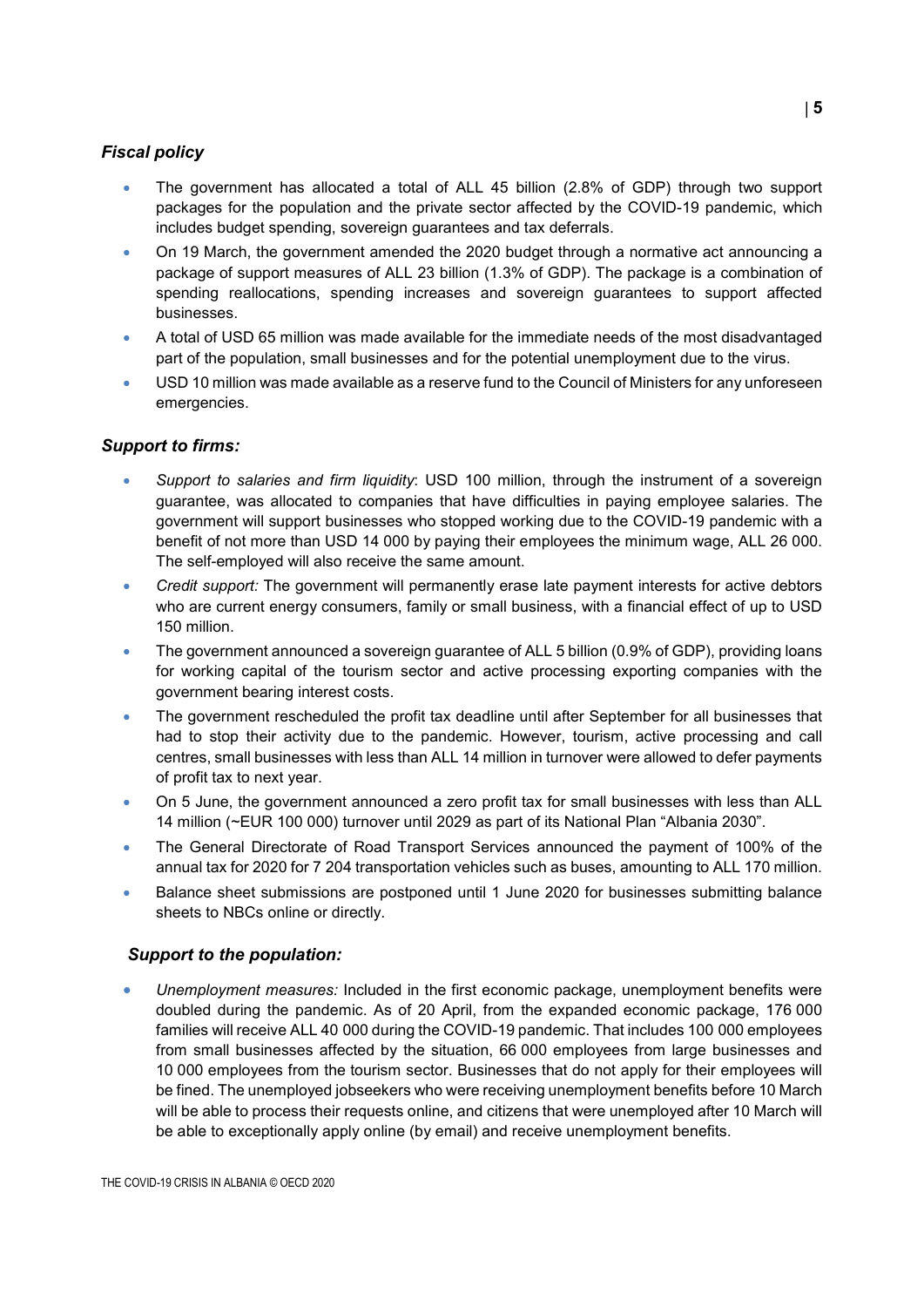### *Fiscal policy*

- The government has allocated a total of ALL 45 billion (2.8% of GDP) through two support packages for the population and the private sector affected by the COVID-19 pandemic, which includes budget spending, sovereign guarantees and tax deferrals.
- On 19 March, the government amended the 2020 budget through a normative act announcing a package of support measures of ALL 23 billion (1.3% of GDP). The package is a combination of spending reallocations, spending increases and sovereign guarantees to support affected businesses.
- A total of USD 65 million was made available for the immediate needs of the most disadvantaged part of the population, small businesses and for the potential unemployment due to the virus.
- USD 10 million was made available as a reserve fund to the Council of Ministers for any unforeseen emergencies.

### *Support to firms:*

- *Support to salaries and firm liquidity*: USD 100 million, through the instrument of a sovereign guarantee, was allocated to companies that have difficulties in paying employee salaries. The government will support businesses who stopped working due to the COVID-19 pandemic with a benefit of not more than USD 14 000 by paying their employees the minimum wage, ALL 26 000. The self-employed will also receive the same amount.
- *Credit support:* The government will permanently erase late payment interests for active debtors who are current energy consumers, family or small business, with a financial effect of up to USD 150 million.
- The government announced a sovereign guarantee of ALL 5 billion (0.9% of GDP), providing loans for working capital of the tourism sector and active processing exporting companies with the government bearing interest costs.
- The government rescheduled the profit tax deadline until after September for all businesses that had to stop their activity due to the pandemic. However, tourism, active processing and call centres, small businesses with less than ALL 14 million in turnover were allowed to defer payments of profit tax to next year.
- On 5 June, the government announced a zero profit tax for small businesses with less than ALL 14 million (~EUR 100 000) turnover until 2029 as part of its National Plan "Albania 2030".
- The General Directorate of Road Transport Services announced the payment of 100% of the annual tax for 2020 for 7 204 transportation vehicles such as buses, amounting to ALL 170 million.
- Balance sheet submissions are postponed until 1 June 2020 for businesses submitting balance sheets to NBCs online or directly.

### *Support to the population:*

- *Unemployment measures:* Included in the first economic package, unemployment benefits were doubled during the pandemic. As of 20 April, from the expanded economic package, 176 000 families will receive ALL 40 000 during the COVID-19 pandemic. That includes 100 000 employees from small businesses affected by the situation, 66 000 employees from large businesses and 10 000 employees from the tourism sector. Businesses that do not apply for their employees will be fined. The unemployed jobseekers who were receiving unemployment benefits before 10 March will be able to process their requests online, and citizens that were unemployed after 10 March will be able to exceptionally apply online (by email) and receive unemployment benefits.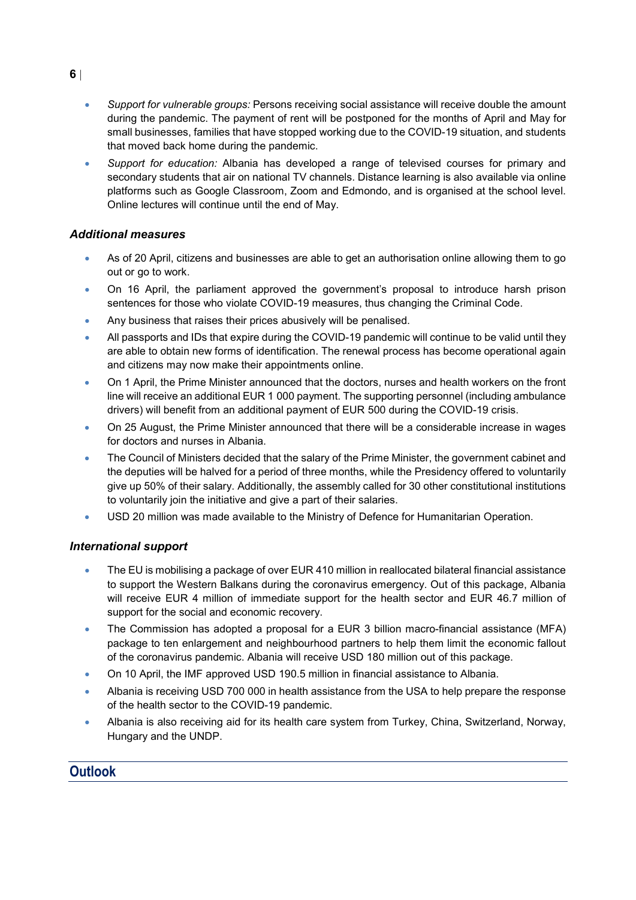- *Support for vulnerable groups:* Persons receiving social assistance will receive double the amount during the pandemic. The payment of rent will be postponed for the months of April and May for small businesses, families that have stopped working due to the COVID-19 situation, and students that moved back home during the pandemic.
- *Support for education:* Albania has developed a range of televised courses for primary and secondary students that air on national TV channels. Distance learning is also available via online platforms such as Google Classroom, Zoom and Edmondo, and is organised at the school level. Online lectures will continue until the end of May.

### *Additional measures*

- As of 20 April, citizens and businesses are able to get an authorisation online allowing them to go out or go to work.
- On 16 April, the parliament approved the government's proposal to introduce harsh prison sentences for those who violate COVID-19 measures, thus changing the Criminal Code.
- Any business that raises their prices abusively will be penalised.
- All passports and IDs that expire during the COVID-19 pandemic will continue to be valid until they are able to obtain new forms of identification. The renewal process has become operational again and citizens may now make their appointments online.
- On 1 April, the Prime Minister announced that the doctors, nurses and health workers on the front line will receive an additional EUR 1 000 payment. The supporting personnel (including ambulance drivers) will benefit from an additional payment of EUR 500 during the COVID-19 crisis.
- On 25 August, the Prime Minister announced that there will be a considerable increase in wages for doctors and nurses in Albania.
- The Council of Ministers decided that the salary of the Prime Minister, the government cabinet and the deputies will be halved for a period of three months, while the Presidency offered to voluntarily give up 50% of their salary. Additionally, the assembly called for 30 other constitutional institutions to voluntarily join the initiative and give a part of their salaries.
- USD 20 million was made available to the Ministry of Defence for Humanitarian Operation.

### *International support*

- The EU is mobilising a package of over EUR 410 million in reallocated bilateral financial assistance to support the Western Balkans during the coronavirus emergency. Out of this package, Albania will receive EUR 4 million of immediate support for the health sector and EUR 46.7 million of support for the social and economic recovery.
- The Commission has adopted a proposal for a EUR 3 billion macro-financial assistance (MFA) package to ten enlargement and neighbourhood partners to help them limit the economic fallout of the coronavirus pandemic. Albania will receive USD 180 million out of this package.
- On 10 April, the IMF approved USD 190.5 million in financial assistance to Albania.
- Albania is receiving USD 700 000 in health assistance from the USA to help prepare the response of the health sector to the COVID-19 pandemic.
- Albania is also receiving aid for its health care system from Turkey, China, Switzerland, Norway, Hungary and the UNDP.

## Outlook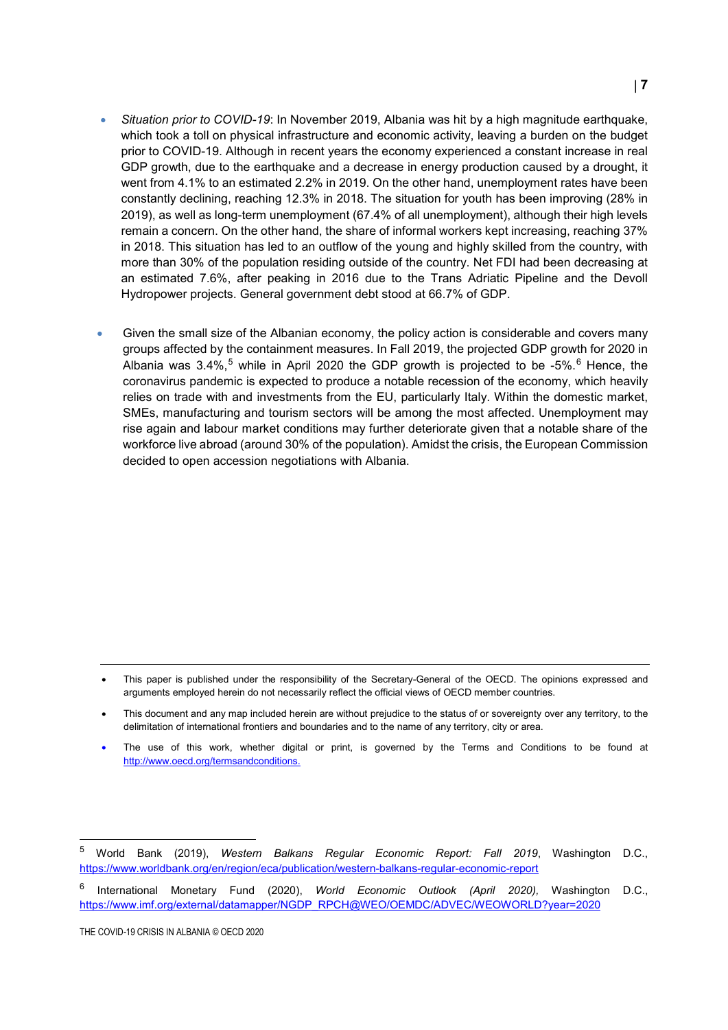- *Situation prior to COVID-19*: In November 2019, Albania was hit by a high magnitude earthquake, which took a toll on physical infrastructure and economic activity, leaving a burden on the budget prior to COVID-19. Although in recent years the economy experienced a constant increase in real GDP growth, due to the earthquake and a decrease in energy production caused by a drought, it went from 4.1% to an estimated 2.2% in 2019. On the other hand, unemployment rates have been constantly declining, reaching 12.3% in 2018. The situation for youth has been improving (28% in 2019), as well as long-term unemployment (67.4% of all unemployment), although their high levels remain a concern. On the other hand, the share of informal workers kept increasing, reaching 37% in 2018. This situation has led to an outflow of the young and highly skilled from the country, with more than 30% of the population residing outside of the country. Net FDI had been decreasing at an estimated 7.6%, after peaking in 2016 due to the Trans Adriatic Pipeline and the Devoll Hydropower projects. General government debt stood at 66.7% of GDP.

- Given the small size of the Albanian economy, the policy action is considerable and covers many groups affected by the containment measures. In Fall 2019, the projected GDP growth for 2020 in Albania was 3.4%,[5] while in April 2020 the GDP growth is projected to be -5%.[6] Hence, the coronavirus pandemic is expected to produce a notable recession of the economy, which heavily relies on trade with and investments from the EU, particularly Italy. Within the domestic market, SMEs, manufacturing and tourism sectors will be among the most affected. Unemployment may rise again and labour market conditions may further deteriorate given that a notable share of the workforce live abroad (around 30% of the population). Amidst the crisis, the European Commission decided to open accession negotiations with Albania.

---

- This paper is published under the responsibility of the Secretary-General of the OECD. The opinions expressed and arguments employed herein do not necessarily reflect the official views of OECD member countries.
- This document and any map included herein are without prejudice to the status of or sovereignty over any territory, to the delimitation of international frontiers and boundaries and to the name of any territory, city or area.
- The use of this work, whether digital or print, is governed by the Terms and Conditions to be found at http://www.oecd.org/termsandconditions.

---

[5] World Bank (2019), *Western Balkans Regular Economic Report: Fall 2019*, Washington D.C., https://www.worldbank.org/en/region/eca/publication/western-balkans-regular-economic-report

[6] International Monetary Fund (2020), *World Economic Outlook (April 2020),* Washington D.C., https://www.imf.org/external/datamapper/NGDP_RPCH@WEO/OEMDC/ADVEC/WEOWORLD?year=2020